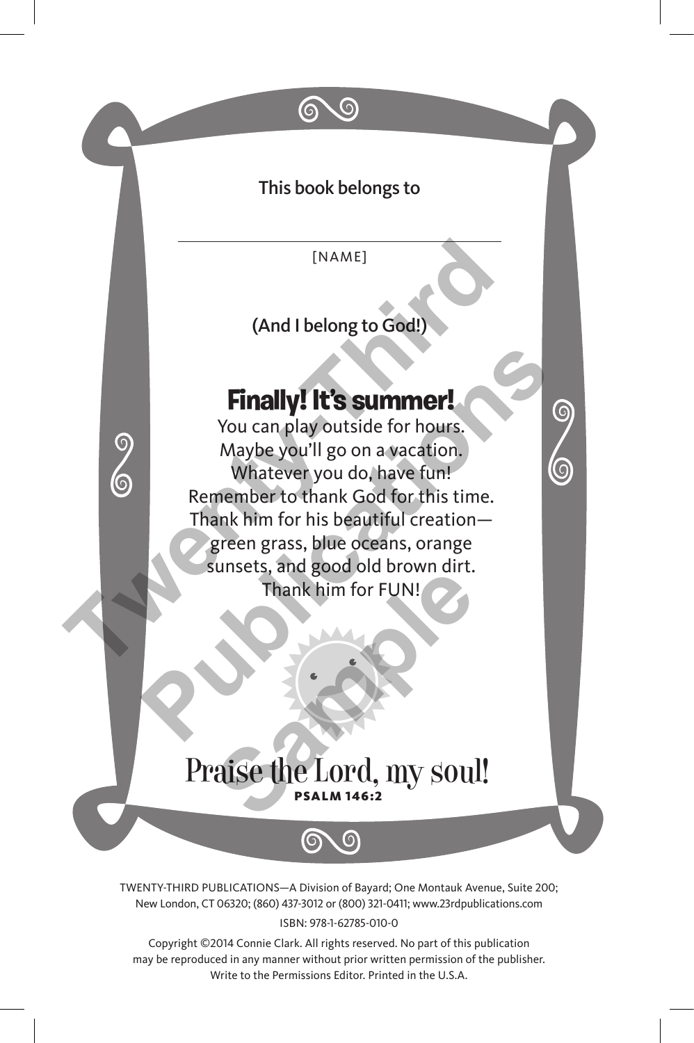This book belongs to

\_\_\_\_\_\_\_\_\_\_\_\_\_\_\_\_\_\_\_\_\_\_\_\_\_\_\_\_\_\_\_\_

[NAME]

(And I belong to God!)

## Finally! It's summer!

You can play outside for hours.
Maybe you'll go on a vacation.
Whatever you do, have fun!
Remember to thank God for this time.
Thank him for his beautiful creation—
green grass, blue oceans, orange
sunsets, and good old brown dirt.
Thank him for FUN!

Praise the Lord, my soul!
**PSALM 146:2**

TWENTY-THIRD PUBLICATIONS—A Division of Bayard; One Montauk Avenue, Suite 200; New London, CT 06320; (860) 437-3012 or (800) 321-0411; www.23rdpublications.com

ISBN: 978-1-62785-010-0

Copyright ©2014 Connie Clark. All rights reserved. No part of this publication may be reproduced in any manner without prior written permission of the publisher. Write to the Permissions Editor. Printed in the U.S.A.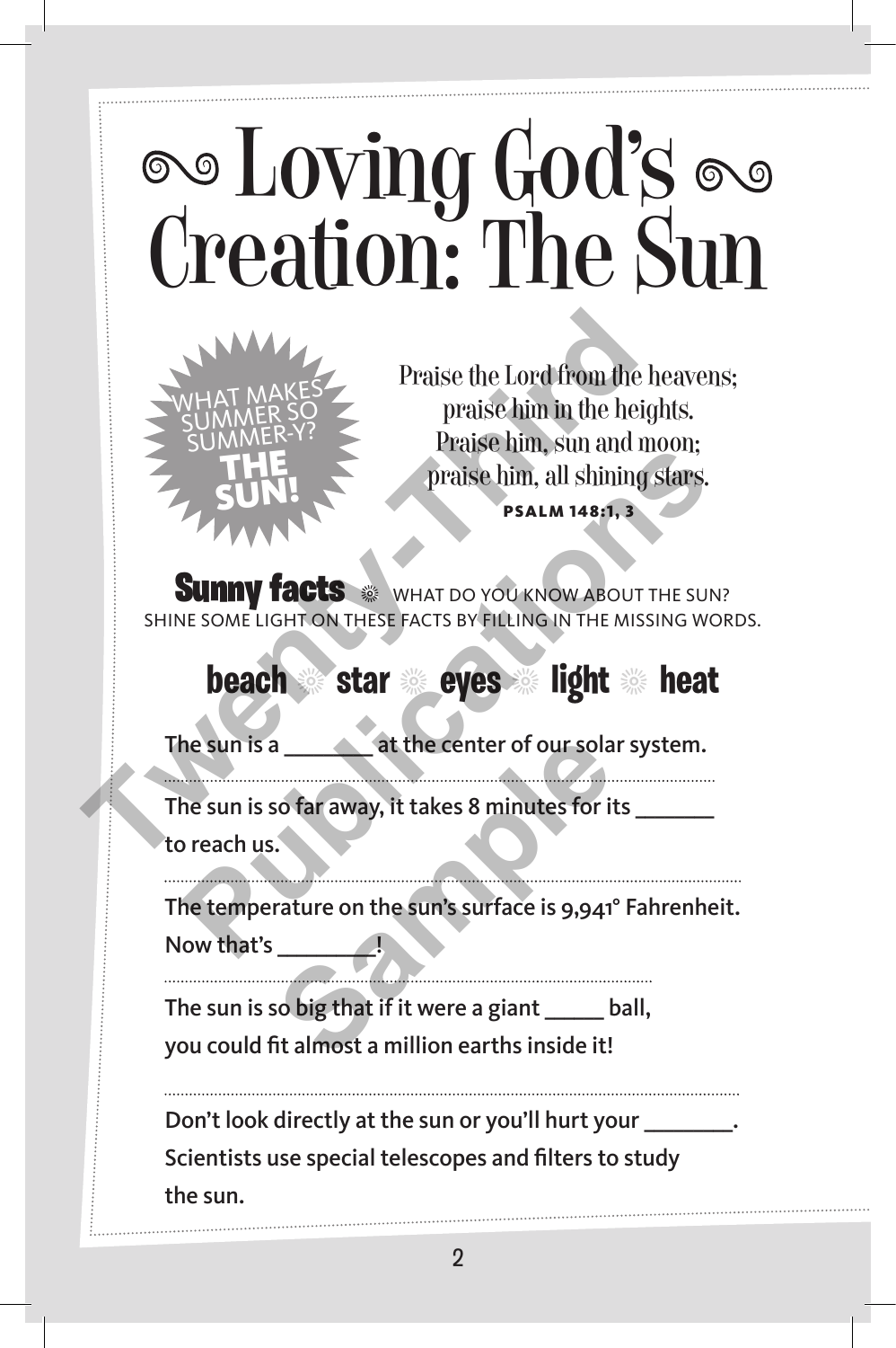# Loving God's Creation: The Sun

WHAT MAKES SUMMER SO SUMMER-Y? **THE SUN!**

Praise the Lord from the heavens;
praise him in the heights.
Praise him, sun and moon;
praise him, all shining stars.

**PSALM 148:1, 3**

## Sunny facts

WHAT DO YOU KNOW ABOUT THE SUN? SHINE SOME LIGHT ON THESE FACTS BY FILLING IN THE MISSING WORDS.

**beach** ☼ **star** ☼ **eyes** ☼ **light** ☼ **heat**

The sun is a _______ at the center of our solar system.

The sun is so far away, it takes 8 minutes for its ______ to reach us.

The temperature on the sun's surface is 9,941° Fahrenheit. Now that's ________!

The sun is so big that if it were a giant _____ ball, you could fit almost a million earths inside it!

Don't look directly at the sun or you'll hurt your _______. Scientists use special telescopes and filters to study the sun.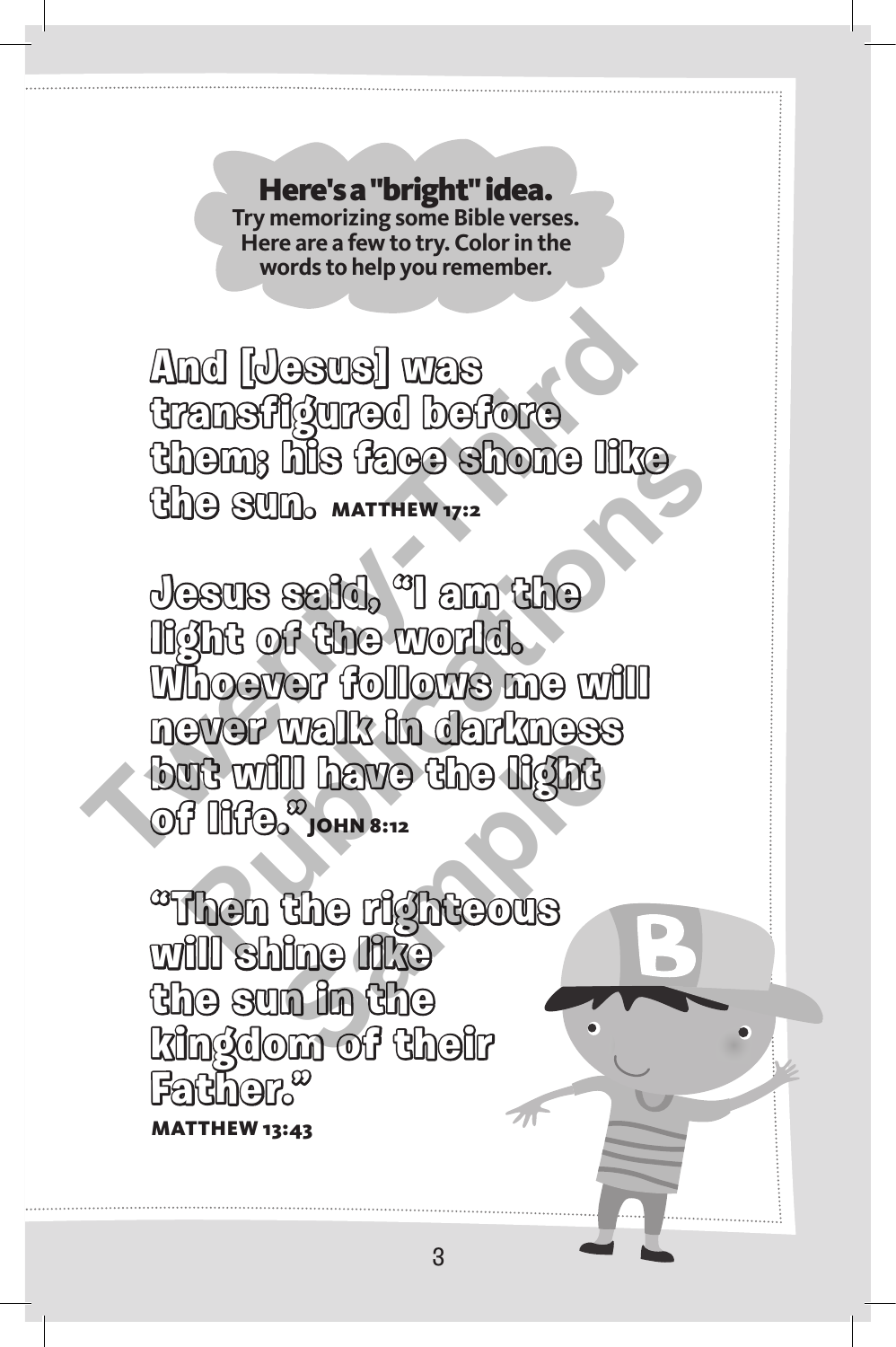## Here's a "bright" idea.

**Try memorizing some Bible verses. Here are a few to try. Color in the words to help you remember.**

And [Jesus] was transfigured before them; his face shone like the sun. **MATTHEW 17:2**

Jesus said, "I am the light of the world. Whoever follows me will never walk in darkness but will have the light of life." **JOHN 8:12**

"Then the righteous will shine like the sun in the kingdom of their Father."
**MATTHEW 13:43**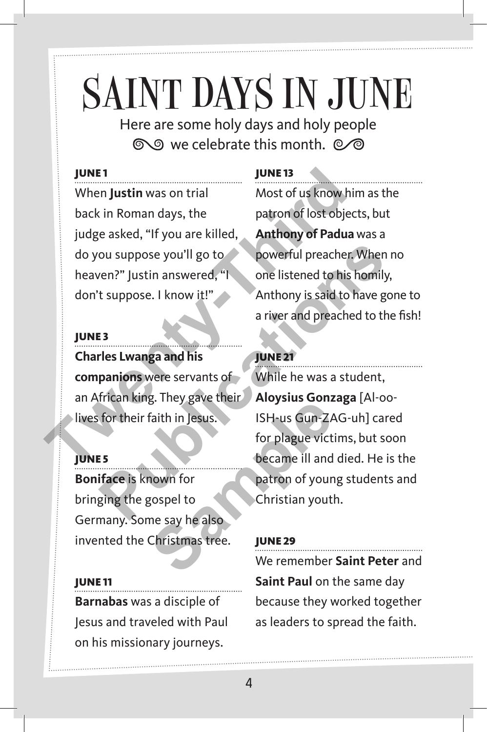# SAINT DAYS IN JUNE

Here are some holy days and holy people we celebrate this month.

**JUNE 1**

When **Justin** was on trial back in Roman days, the judge asked, "If you are killed, do you suppose you'll go to heaven?" Justin answered, "I don't suppose. I know it!"

**JUNE 3**

**Charles Lwanga and his companions** were servants of an African king. They gave their lives for their faith in Jesus.

**JUNE 5**

**Boniface** is known for bringing the gospel to Germany. Some say he also invented the Christmas tree.

**JUNE 11**

**Barnabas** was a disciple of Jesus and traveled with Paul on his missionary journeys.

**JUNE 13**

Most of us know him as the patron of lost objects, but **Anthony of Padua** was a powerful preacher. When no one listened to his homily, Anthony is said to have gone to a river and preached to the fish!

**JUNE 21**

While he was a student, **Aloysius Gonzaga** [Al-oo-ISH-us Gun-ZAG-uh] cared for plague victims, but soon became ill and died. He is the patron of young students and Christian youth.

**JUNE 29**

We remember **Saint Peter** and **Saint Paul** on the same day because they worked together as leaders to spread the faith.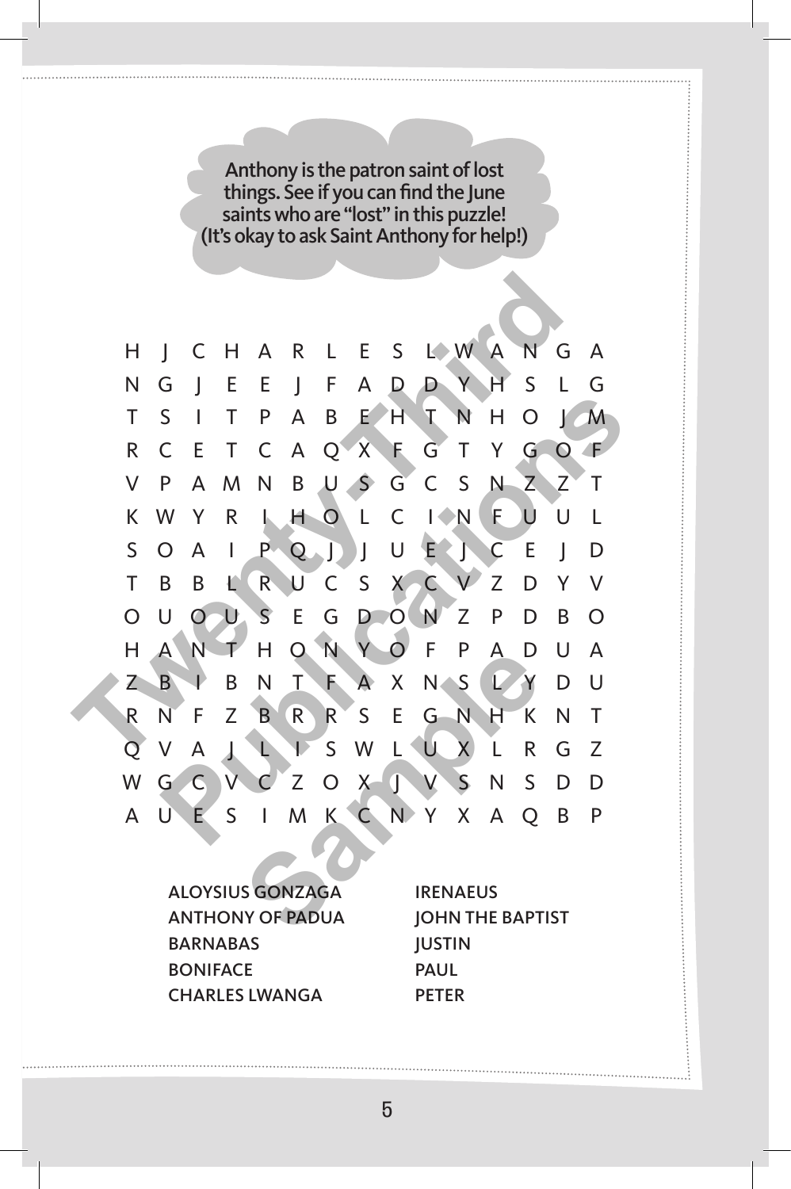Anthony is the patron saint of lost things. See if you can find the June saints who are "lost" in this puzzle! (It's okay to ask Saint Anthony for help!)

```
H J C H A R L E S L W A N G A
N G J E E J F A D D Y H S L G
T S I T P A B E H T N H O J M
R C E T C A Q X F G T Y G O F
V P A M N B U S G C S N Z Z T
K W Y R I H O L C I N F U U L
S O A I P Q J J U E J C E J D
T B B L R U C S X C V Z D Y V
O U O U S E G D O N Z P D B O
H A N T H O N Y O F P A D U A
Z B I B N T F A X N S L Y D U
R N F Z B R R S E G N H K N T
Q V A J L I S W L U X L R G Z
W G C V C Z O X J V S N S D D
A U E S I M K C N Y X A Q B P
```

ALOYSIUS GONZAGA
ANTHONY OF PADUA
BARNABAS
BONIFACE
CHARLES LWANGA
IRENAEUS
JOHN THE BAPTIST
JUSTIN
PAUL
PETER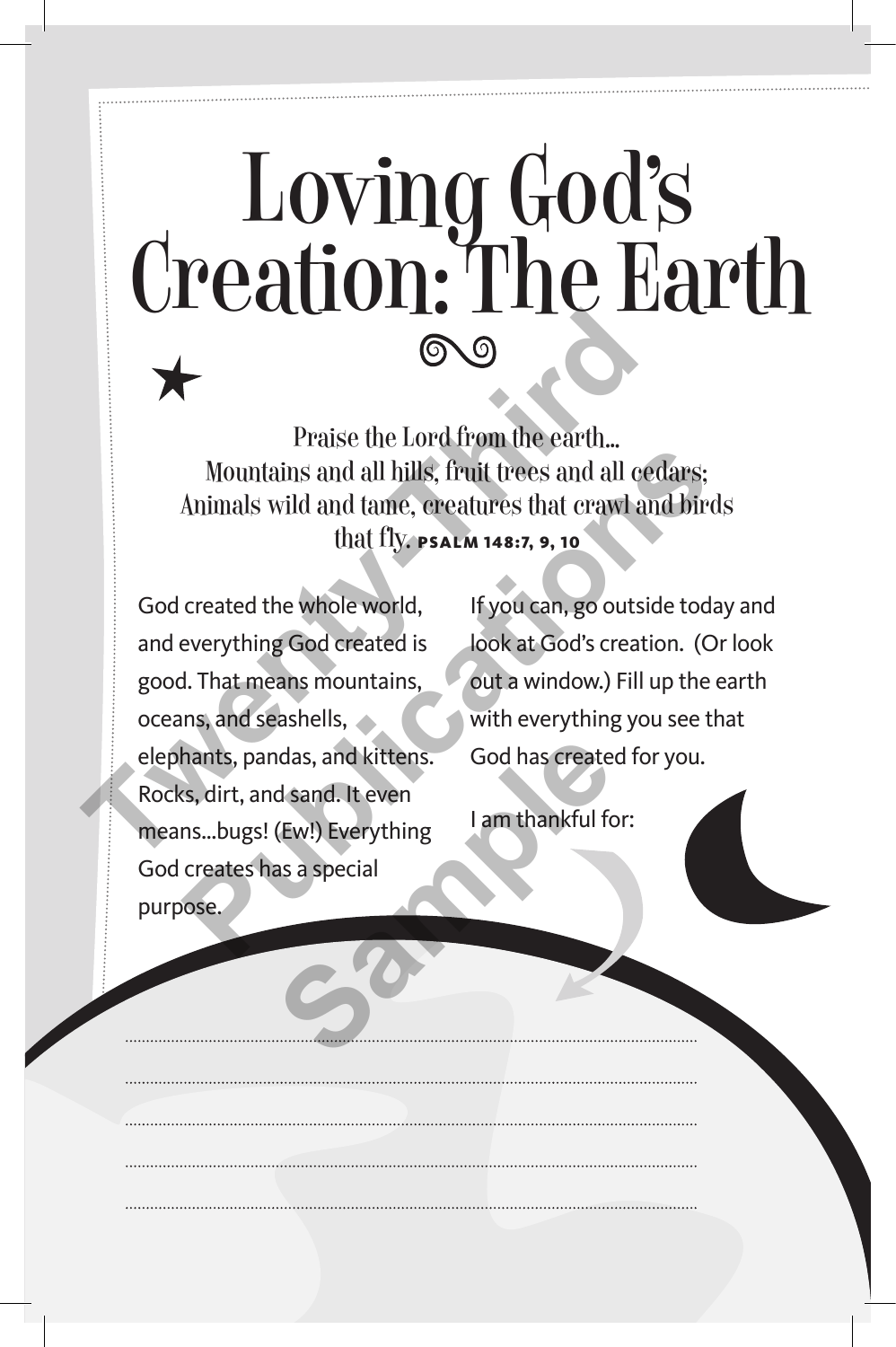# Loving God's Creation: The Earth

Praise the Lord from the earth...
Mountains and all hills, fruit trees and all cedars;
Animals wild and tame, creatures that crawl and birds
that fly. **PSALM 148:7, 9, 10**

God created the whole world, and everything God created is good. That means mountains, oceans, and seashells, elephants, pandas, and kittens. Rocks, dirt, and sand. It even means...bugs! (Ew!) Everything God creates has a special purpose.

If you can, go outside today and look at God's creation. (Or look out a window.) Fill up the earth with everything you see that God has created for you.

I am thankful for:

.....................................................................................................

.....................................................................................................

.....................................................................................................

.....................................................................................................

.....................................................................................................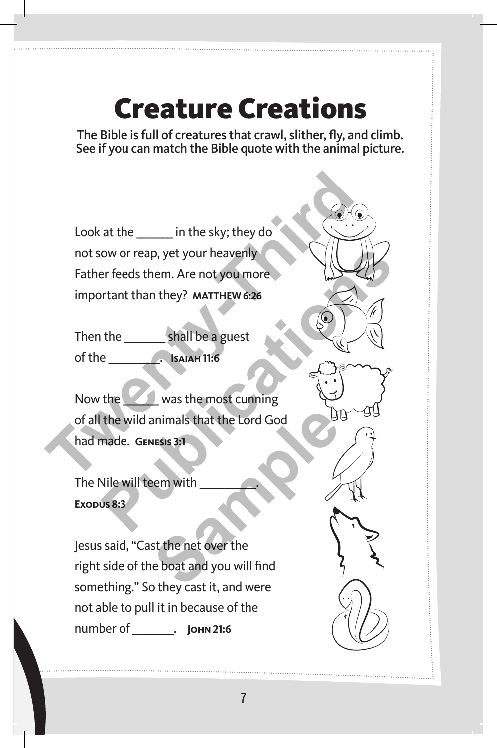# Creature Creations

**The Bible is full of creatures that crawl, slither, fly, and climb. See if you can match the Bible quote with the animal picture.**

Look at the ______ in the sky; they do not sow or reap, yet your heavenly Father feeds them. Are not you more important than they? **MATTHEW 6:26**

Then the ______ shall be a guest of the ________. **ISAIAH 11:6**

Now the ______ was the most cunning of all the wild animals that the Lord God had made. **GENESIS 3:1**

The Nile will teem with ________. **EXODUS 8:3**

Jesus said, "Cast the net over the right side of the boat and you will find something." So they cast it, and were not able to pull it in because of the number of ______. **JOHN 21:6**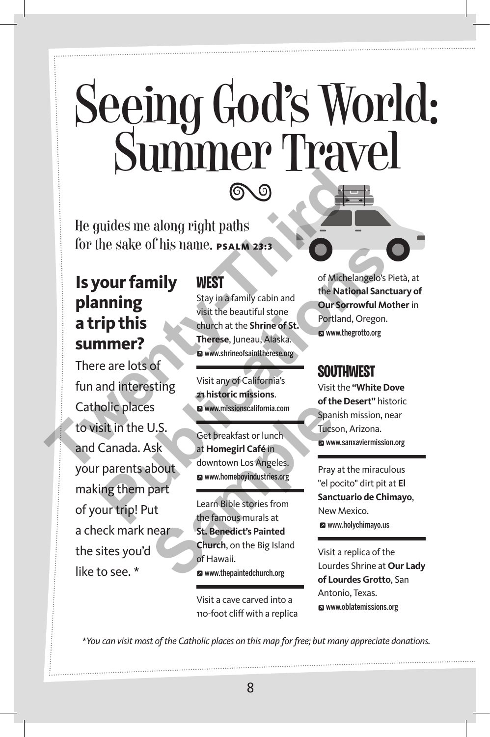# Seeing God's World: Summer Travel

He guides me along right paths
for the sake of his name. **PSALM 23:3**

## Is your family planning a trip this summer?

There are lots of fun and interesting Catholic places to visit in the U.S. and Canada. Ask your parents about making them part of your trip! Put a check mark near the sites you'd like to see. *

## WEST

Stay in a family cabin and visit the beautiful stone church at the **Shrine of St. Therese**, Juneau, Alaska.
www.shrineofsainttherese.org

Visit any of California's **21 historic missions**.
www.missionscalifornia.com

Get breakfast or lunch at **Homegirl Café** in downtown Los Angeles.
www.homeboyindustries.org

Learn Bible stories from the famous murals at **St. Benedict's Painted Church**, on the Big Island of Hawaii.
www.thepaintedchurch.org

Visit a cave carved into a 110-foot cliff with a replica of Michelangelo's Pietà, at the **National Sanctuary of Our Sorrowful Mother** in Portland, Oregon.
www.thegrotto.org

## SOUTHWEST

Visit the **"White Dove of the Desert"** historic Spanish mission, near Tucson, Arizona.
www.sanxaviermission.org

Pray at the miraculous "el pocito" dirt pit at **El Sanctuario de Chimayo**, New Mexico.
www.holychimayo.us

Visit a replica of the Lourdes Shrine at **Our Lady of Lourdes Grotto**, San Antonio, Texas.
www.oblatemissions.org

*\*You can visit most of the Catholic places on this map for free; but many appreciate donations.*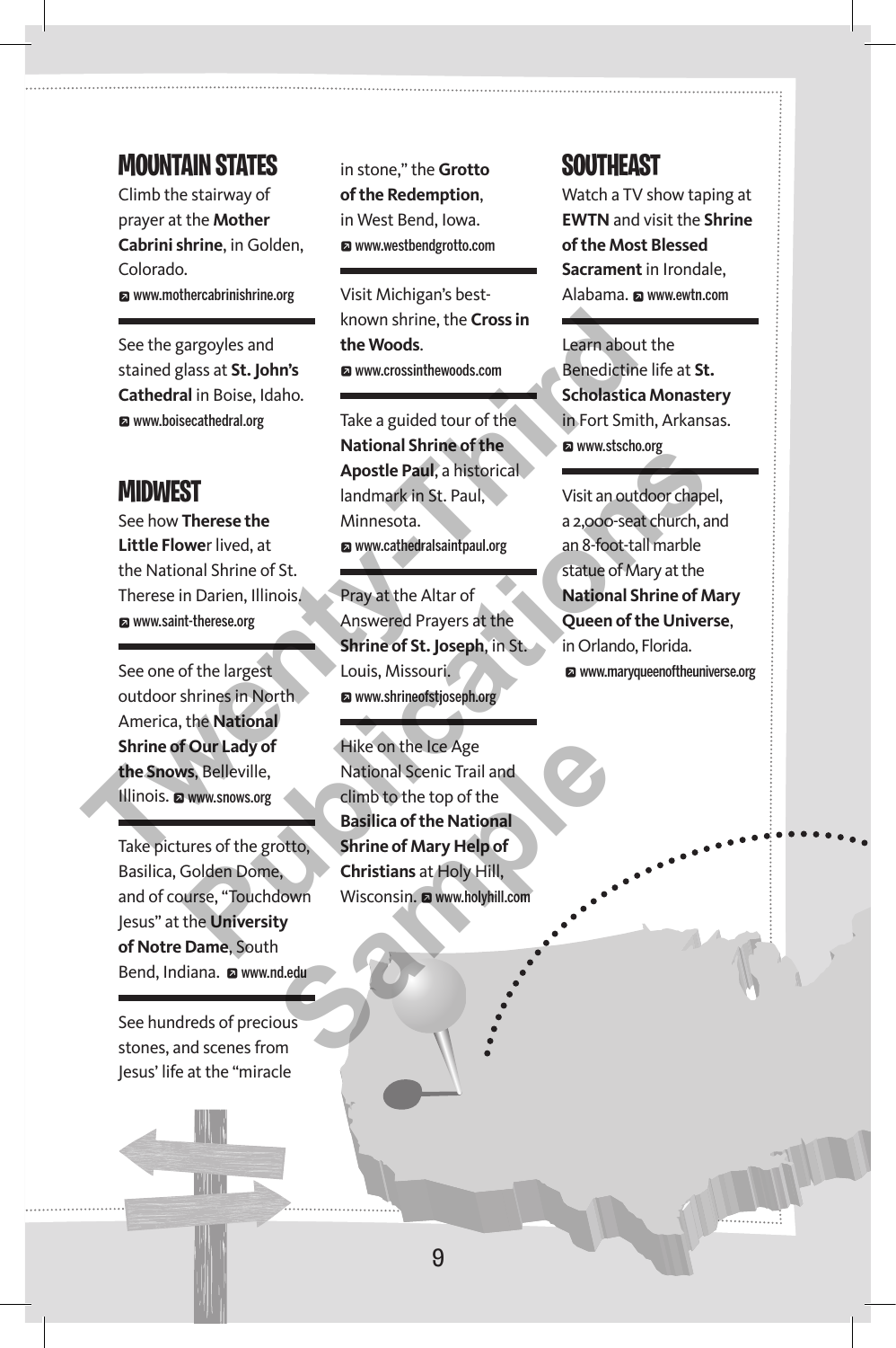## MOUNTAIN STATES

Climb the stairway of prayer at the **Mother Cabrini shrine**, in Golden, Colorado.
www.mothercabrinishrine.org

See the gargoyles and stained glass at **St. John's Cathedral** in Boise, Idaho.
www.boisecathedral.org

## MIDWEST

See how **Therese the Little Flowe**r lived, at the National Shrine of St. Therese in Darien, Illinois.
www.saint-therese.org

See one of the largest outdoor shrines in North America, the **National Shrine of Our Lady of the Snows**, Belleville, Illinois. www.snows.org

Take pictures of the grotto, Basilica, Golden Dome, and of course, "Touchdown Jesus" at the **University of Notre Dame**, South Bend, Indiana. www.nd.edu

See hundreds of precious stones, and scenes from Jesus' life at the "miracle in stone," the **Grotto of the Redemption**, in West Bend, Iowa.
www.westbendgrotto.com

Visit Michigan's best-known shrine, the **Cross in the Woods**.
www.crossinthewoods.com

Take a guided tour of the **National Shrine of the Apostle Paul**, a historical landmark in St. Paul, Minnesota.
www.cathedralsaintpaul.org

Pray at the Altar of Answered Prayers at the **Shrine of St. Joseph**, in St. Louis, Missouri.
www.shrineofstjoseph.org

Hike on the Ice Age National Scenic Trail and climb to the top of the **Basilica of the National Shrine of Mary Help of Christians** at Holy Hill, Wisconsin. www.holyhill.com

## SOUTHEAST

Watch a TV show taping at **EWTN** and visit the **Shrine of the Most Blessed Sacrament** in Irondale, Alabama. www.ewtn.com

Learn about the Benedictine life at **St. Scholastica Monastery** in Fort Smith, Arkansas.
www.stscho.org

Visit an outdoor chapel, a 2,000-seat church, and an 8-foot-tall marble statue of Mary at the **National Shrine of Mary Queen of the Universe**, in Orlando, Florida.
www.maryqueenoftheuniverse.org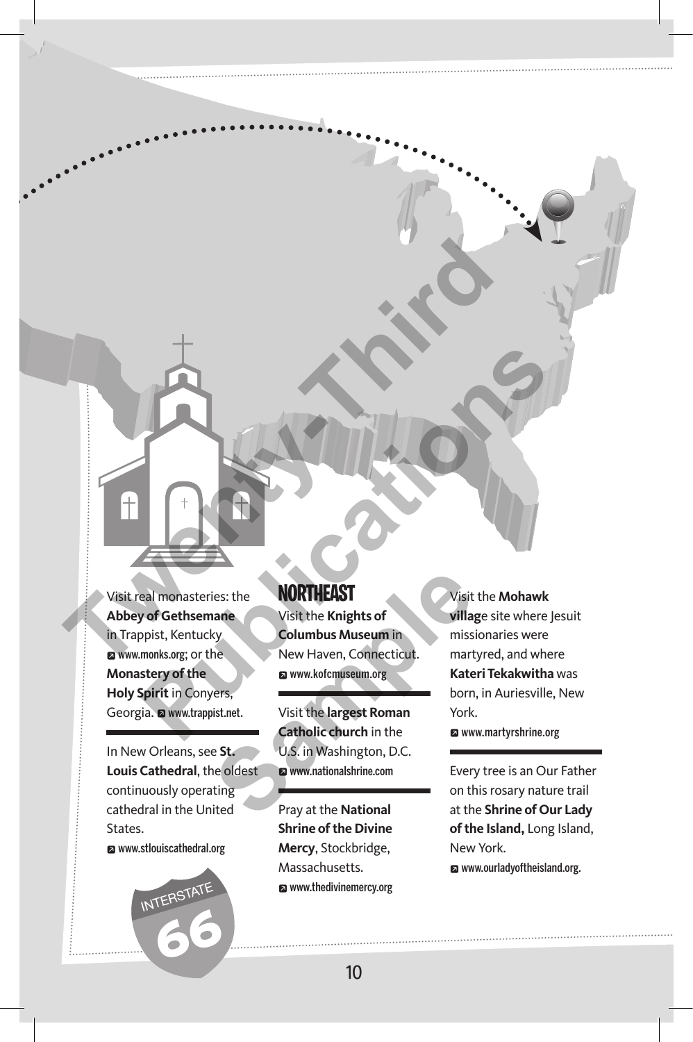Visit real monasteries: the **Abbey of Gethsemane** in Trappist, Kentucky www.monks.org; or the **Monastery of the Holy Spirit** in Conyers, Georgia. www.trappist.net.

In New Orleans, see **St. Louis Cathedral**, the oldest continuously operating cathedral in the United States.
www.stlouiscathedral.org

INTERSTATE 66

## NORTHEAST

Visit the **Knights of Columbus Museum** in New Haven, Connecticut.
www.kofcmuseum.org

Visit the **largest Roman Catholic church** in the U.S. in Washington, D.C.
www.nationalshrine.com

Pray at the **National Shrine of the Divine Mercy**, Stockbridge, Massachusetts.
www.thedivinemercy.org

Visit the **Mohawk villag**e site where Jesuit missionaries were martyred, and where **Kateri Tekakwitha** was born, in Auriesville, New York.
www.martyrshrine.org

Every tree is an Our Father on this rosary nature trail at the **Shrine of Our Lady of the Island,** Long Island, New York.
www.ourladyoftheisland.org.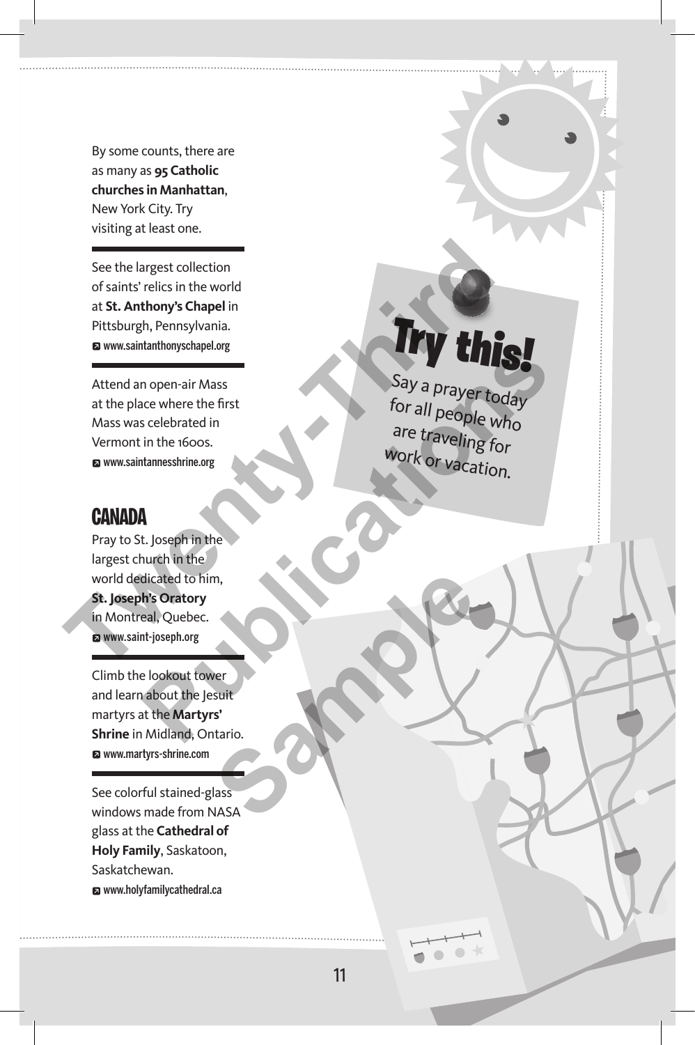By some counts, there are as many as **95 Catholic churches in Manhattan**, New York City. Try visiting at least one.

---

See the largest collection of saints' relics in the world at **St. Anthony's Chapel** in Pittsburgh, Pennsylvania.
www.saintanthonyschapel.org

---

Attend an open-air Mass at the place where the first Mass was celebrated in Vermont in the 1600s.
www.saintannesshrine.org

## CANADA

Pray to St. Joseph in the largest church in the world dedicated to him, **St. Joseph's Oratory** in Montreal, Quebec.
www.saint-joseph.org

---

Climb the lookout tower and learn about the Jesuit martyrs at the **Martyrs' Shrine** in Midland, Ontario.
www.martyrs-shrine.com

---

See colorful stained-glass windows made from NASA glass at the **Cathedral of Holy Family**, Saskatoon, Saskatchewan.
www.holyfamilycathedral.ca

### Try this!

Say a prayer today for all people who are traveling for work or vacation.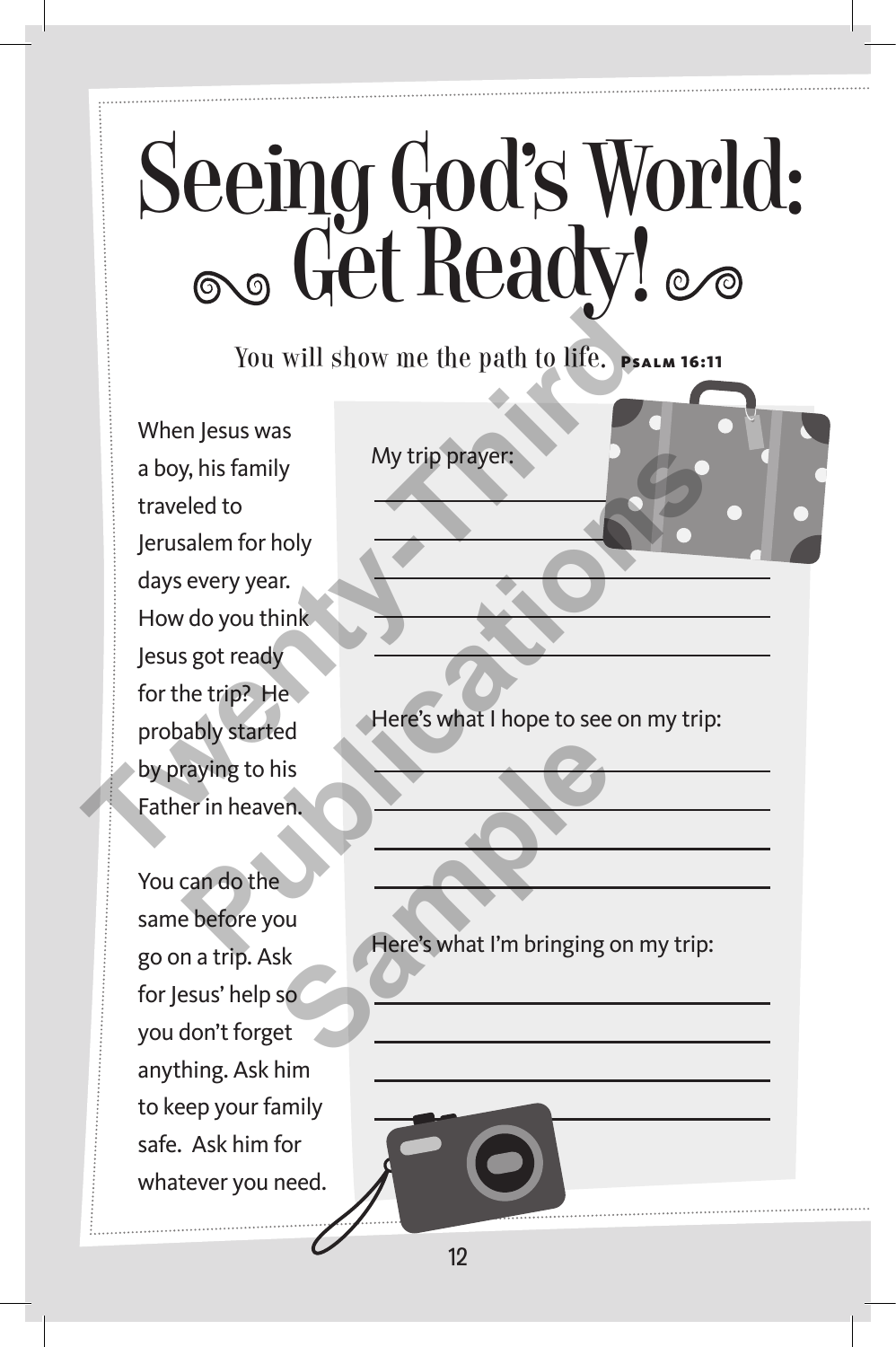# Seeing God's World: Get Ready!

You will show me the path to life. **Psalm 16:11**

When Jesus was a boy, his family traveled to Jerusalem for holy days every year. How do you think Jesus got ready for the trip? He probably started by praying to his Father in heaven.

You can do the same before you go on a trip. Ask for Jesus' help so you don't forget anything. Ask him to keep your family safe. Ask him for whatever you need.

My trip prayer:

______________________________

______________________________

______________________________

______________________________

______________________________

Here's what I hope to see on my trip:

______________________________

______________________________

______________________________

______________________________

Here's what I'm bringing on my trip:

______________________________

______________________________

______________________________

______________________________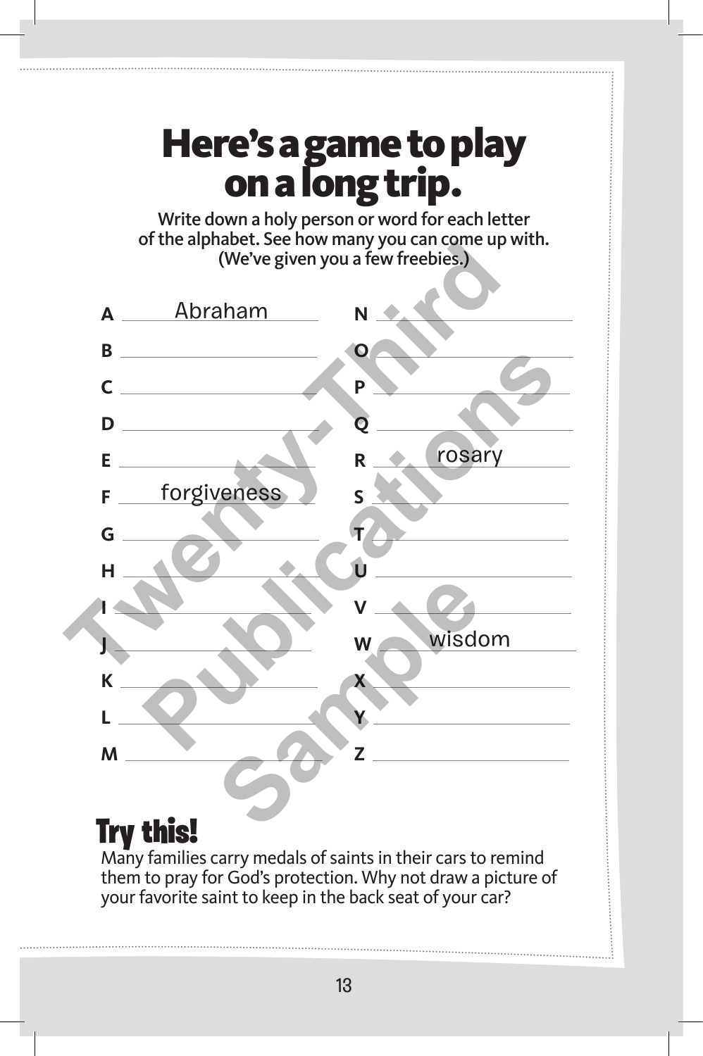# Here's a game to play on a long trip.

**Write down a holy person or word for each letter of the alphabet. See how many you can come up with. (We've given you a few freebies.)**

A Abraham

B ______

C ______

D ______

E ______

F forgiveness

G ______

H ______

I ______

J ______

K ______

L ______

M ______

N ______

O ______

P ______

Q ______

R rosary

S ______

T ______

U ______

V ______

W wisdom

X ______

Y ______

Z ______

## Try this!

Many families carry medals of saints in their cars to remind them to pray for God's protection. Why not draw a picture of your favorite saint to keep in the back seat of your car?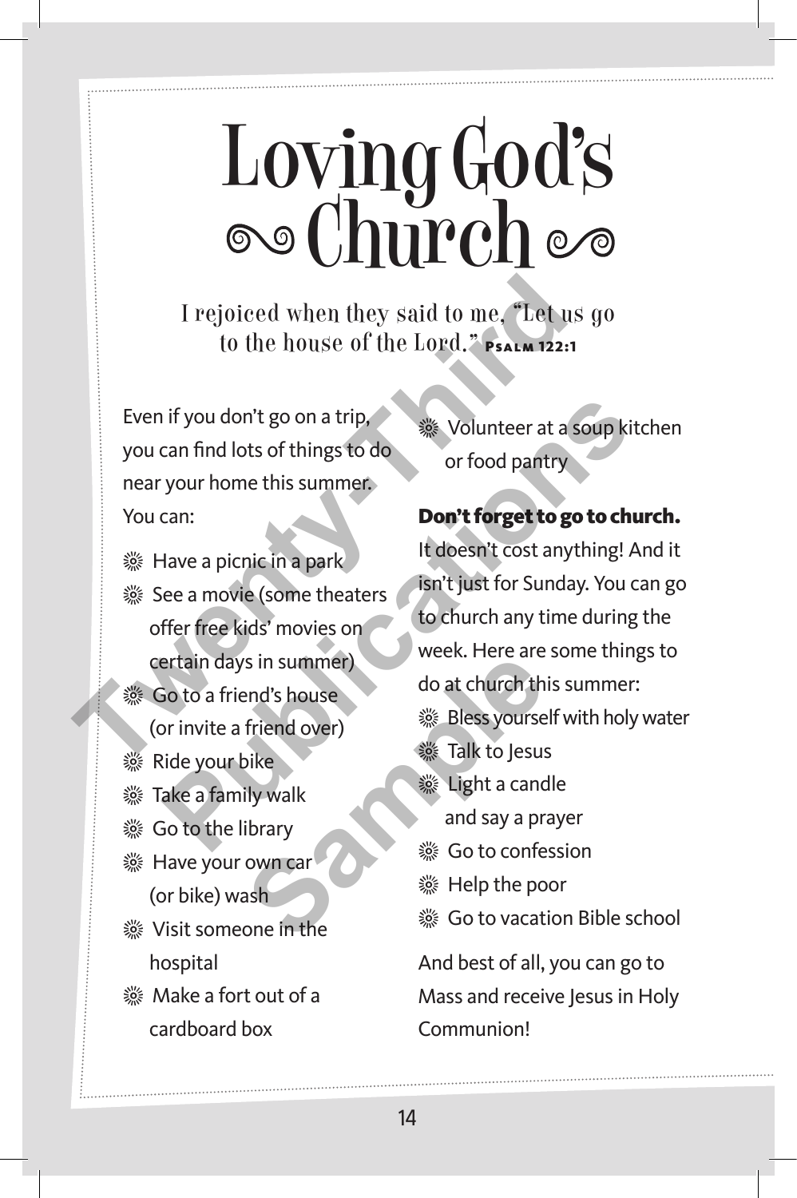# Loving God's Church

I rejoiced when they said to me, "Let us go to the house of the Lord." **Psalm 122:1**

Even if you don't go on a trip, you can find lots of things to do near your home this summer. You can:

- Have a picnic in a park
- See a movie (some theaters offer free kids' movies on certain days in summer)
- Go to a friend's house (or invite a friend over)
- Ride your bike
- Take a family walk
- Go to the library
- Have your own car (or bike) wash
- Visit someone in the hospital
- Make a fort out of a cardboard box
- Volunteer at a soup kitchen or food pantry

**Don't forget to go to church.** It doesn't cost anything! And it isn't just for Sunday. You can go to church any time during the week. Here are some things to do at church this summer:

- Bless yourself with holy water
- Talk to Jesus
- Light a candle and say a prayer
- Go to confession
- Help the poor
- Go to vacation Bible school

And best of all, you can go to Mass and receive Jesus in Holy Communion!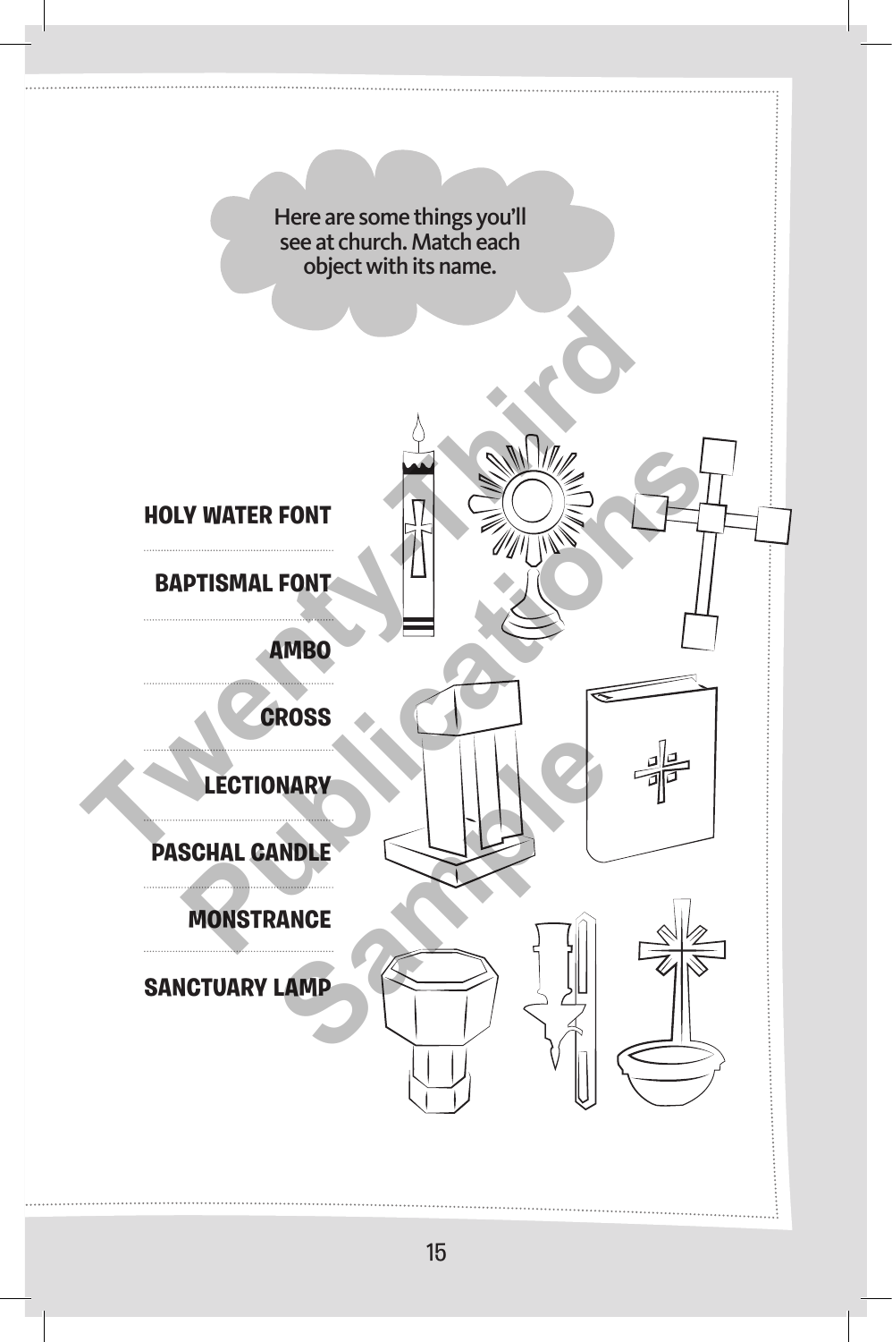Here are some things you'll see at church. Match each object with its name.

HOLY WATER FONT

BAPTISMAL FONT

AMBO

CROSS

LECTIONARY

PASCHAL CANDLE

MONSTRANCE

SANCTUARY LAMP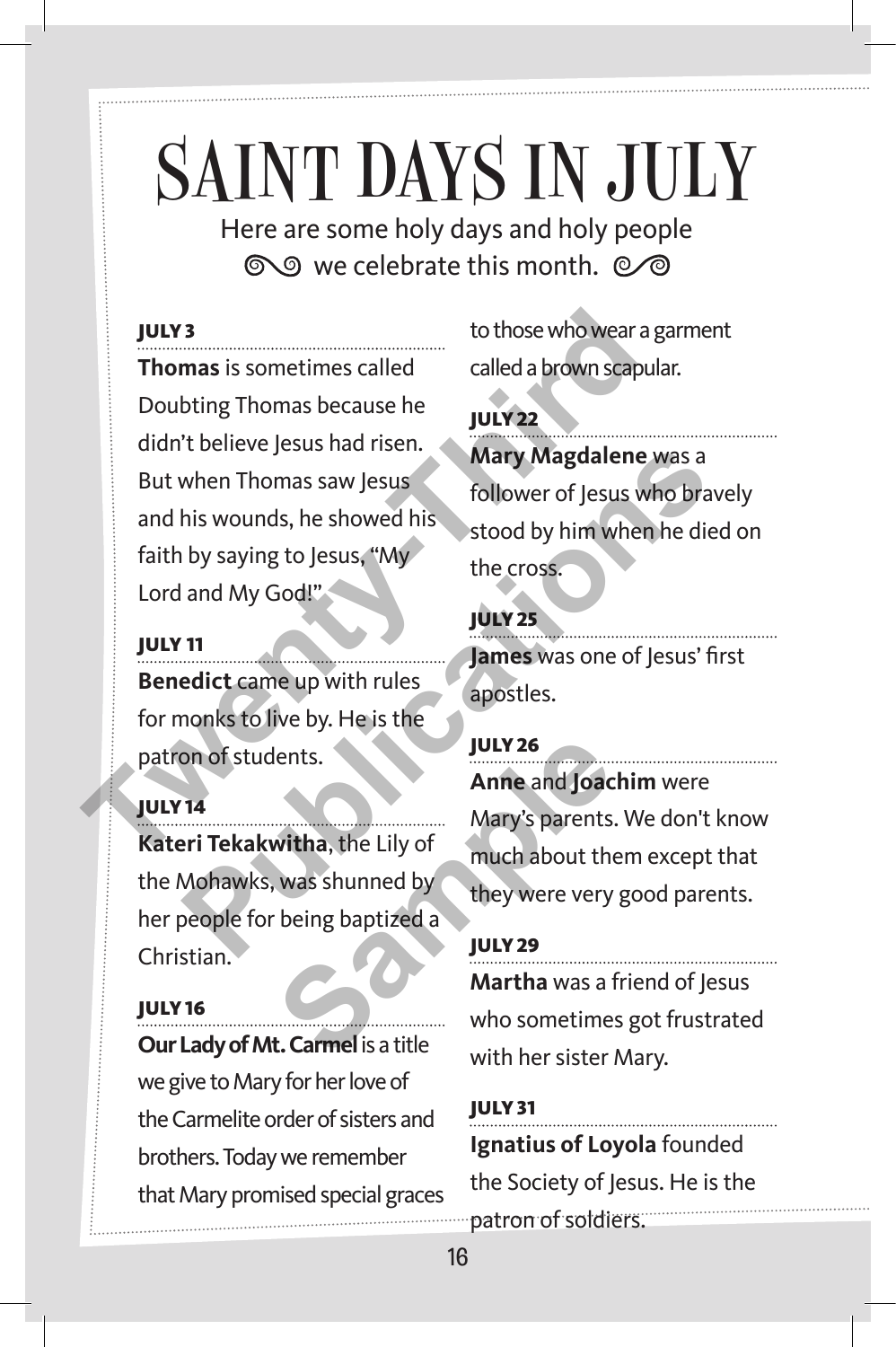# SAINT DAYS IN JULY

Here are some holy days and holy people we celebrate this month.

### JULY 3

**Thomas** is sometimes called Doubting Thomas because he didn't believe Jesus had risen. But when Thomas saw Jesus and his wounds, he showed his faith by saying to Jesus, "My Lord and My God!"

### JULY 11

**Benedict** came up with rules for monks to live by. He is the patron of students.

### JULY 14

**Kateri Tekakwitha**, the Lily of the Mohawks, was shunned by her people for being baptized a Christian.

### JULY 16

**Our Lady of Mt. Carmel** is a title we give to Mary for her love of the Carmelite order of sisters and brothers. Today we remember that Mary promised special graces to those who wear a garment called a brown scapular.

### JULY 22

**Mary Magdalene** was a follower of Jesus who bravely stood by him when he died on the cross.

### JULY 25

**James** was one of Jesus' first apostles.

### JULY 26

**Anne** and **Joachim** were Mary's parents. We don't know much about them except that they were very good parents.

### JULY 29

**Martha** was a friend of Jesus who sometimes got frustrated with her sister Mary.

### JULY 31

**Ignatius of Loyola** founded the Society of Jesus. He is the patron of soldiers.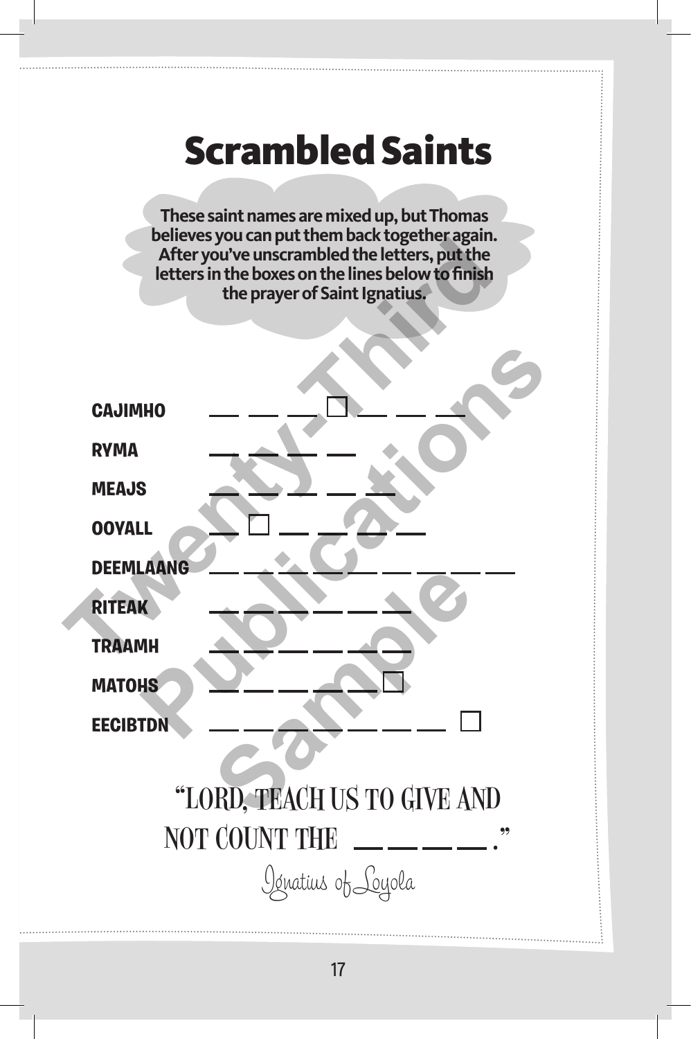# Scrambled Saints

These saint names are mixed up, but Thomas believes you can put them back together again. After you've unscrambled the letters, put the letters in the boxes on the lines below to finish the prayer of Saint Ignatius.

CAJIMHO ___ ___ ___ ☐ ___ ___ ___

RYMA ___ ___ ___ ___

MEAJS ___ ___ ___ ___ ___

OOYALL ___ ☐ ___ ___ ___ ___

DEEMLAANG ___ ___ ___ ___ ___ ___ ___ ___ ___

RITEAK ___ ___ ___ ___ ___ ___

TRAAMH ___ ___ ___ ___ ___ ___

MATOHS ___ ___ ___ ___ ___ ☐

EECIBTDN ___ ___ ___ ___ ___ ___ ___ ☐

"LORD, TEACH US TO GIVE AND NOT COUNT THE ___ ___ ___ ___."

*Ignatius of Loyola*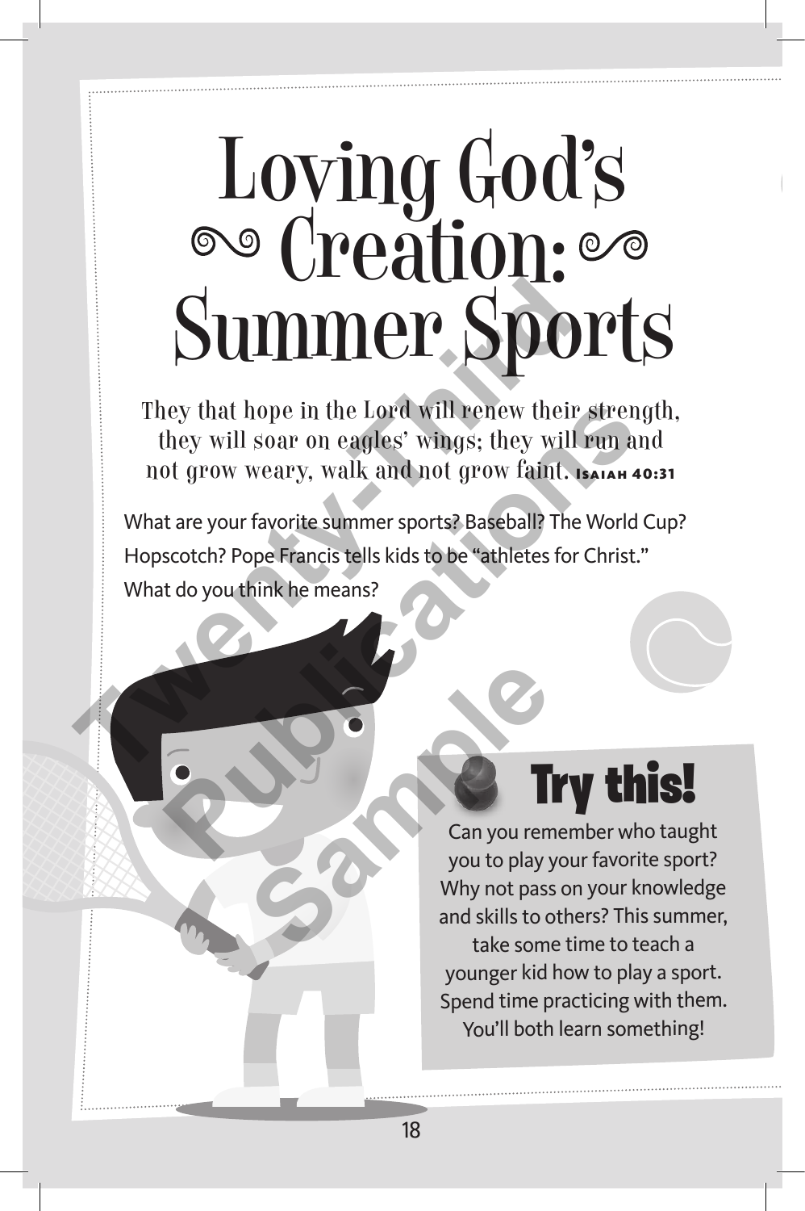# Loving God's Creation: Summer Sports

*They that hope in the Lord will renew their strength, they will soar on eagles' wings; they will run and not grow weary, walk and not grow faint.* **Isaiah 40:31**

What are your favorite summer sports? Baseball? The World Cup? Hopscotch? Pope Francis tells kids to be "athletes for Christ." What do you think he means?

## Try this!

Can you remember who taught you to play your favorite sport? Why not pass on your knowledge and skills to others? This summer, take some time to teach a younger kid how to play a sport. Spend time practicing with them. You'll both learn something!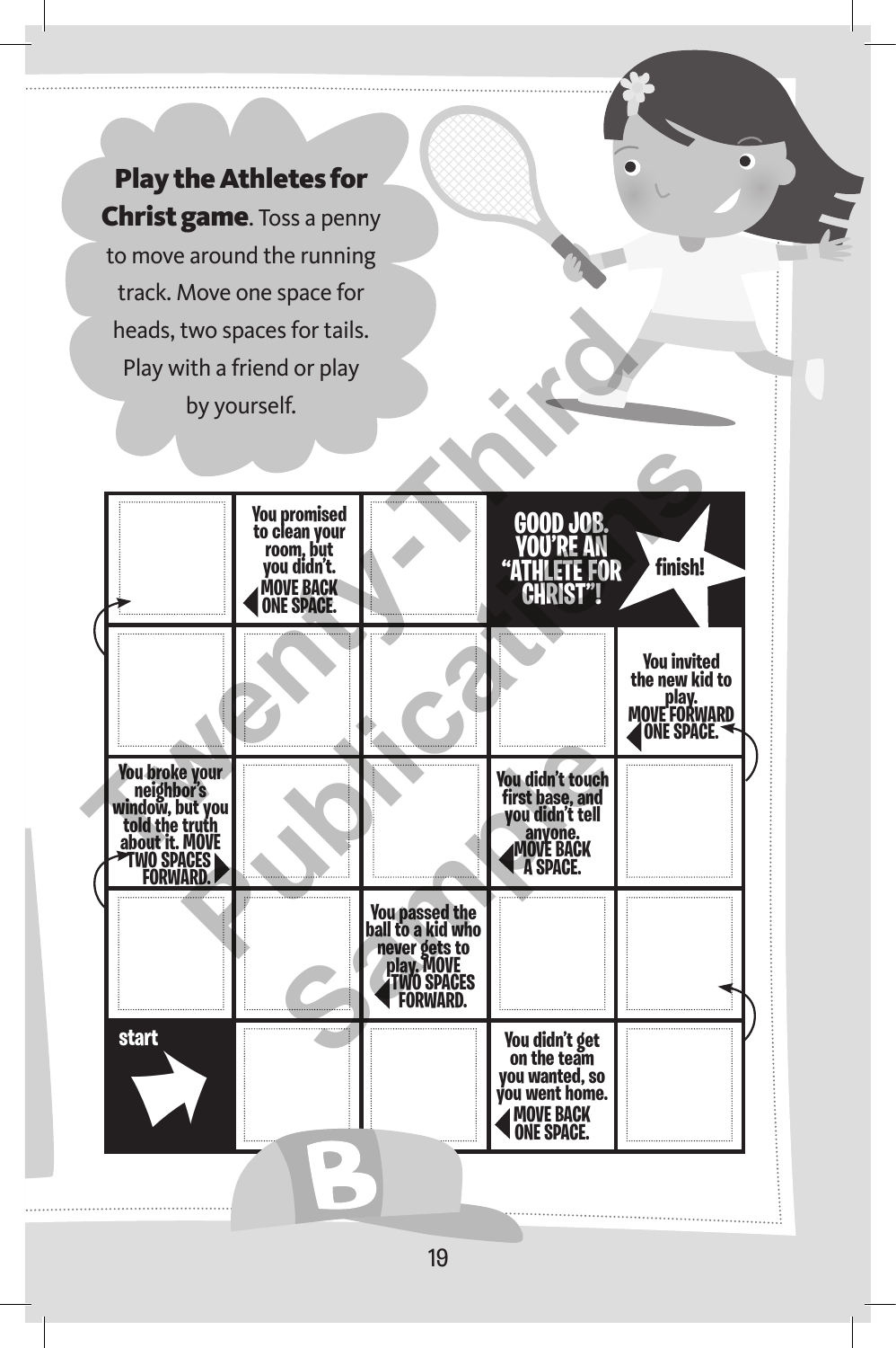**Play the Athletes for Christ game**. Toss a penny to move around the running track. Move one space for heads, two spaces for tails. Play with a friend or play by yourself.

| | | | | |
|---|---|---|---|---|
| | You promised to clean your room, but you didn't. MOVE BACK ONE SPACE. | | GOOD JOB. YOU'RE AN "ATHLETE FOR CHRIST"! | finish! |
| | | | | You invited the new kid to play. MOVE FORWARD ONE SPACE. |
| You broke your neighbor's window, but you told the truth about it. MOVE TWO SPACES FORWARD. | | | You didn't touch first base, and you didn't tell anyone. MOVE BACK A SPACE. | |
| | | You passed the ball to a kid who never gets to play. MOVE TWO SPACES FORWARD. | | |
| start | | | You didn't get on the team you wanted, so you went home. MOVE BACK ONE SPACE. | |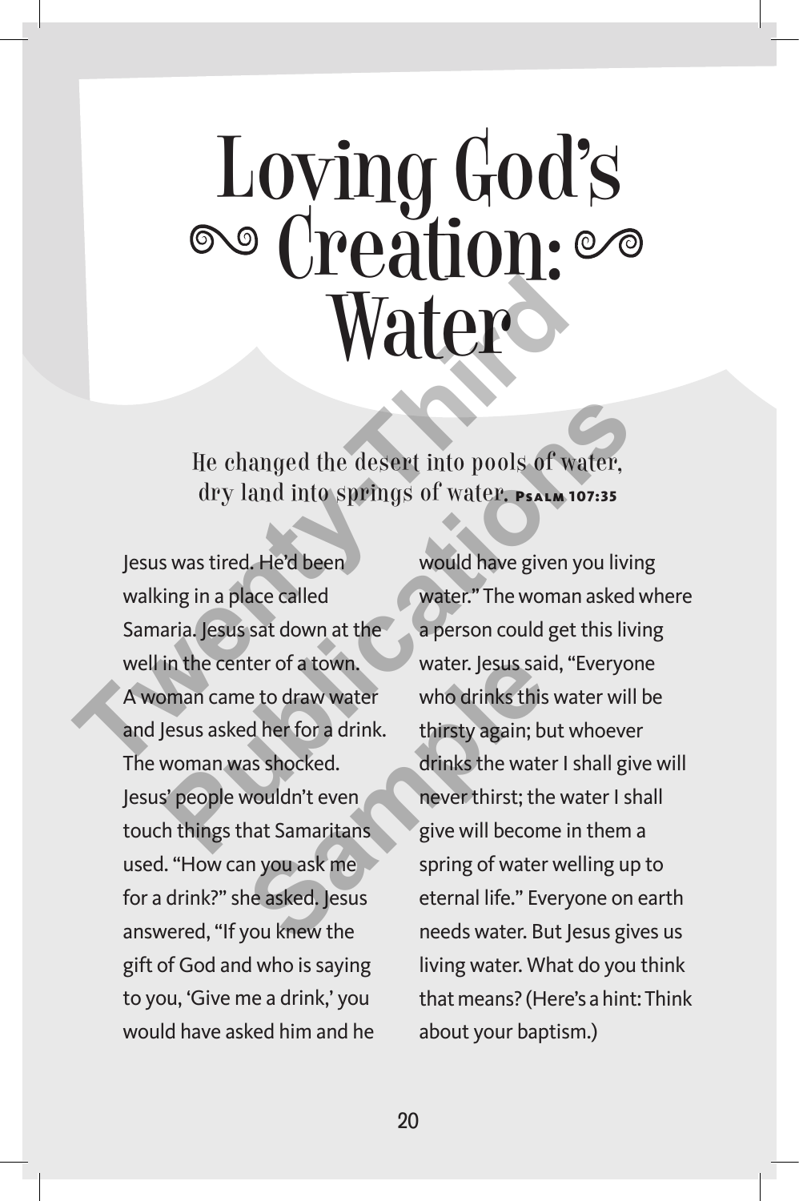# Loving God's Creation: Water

*He changed the desert into pools of water, dry land into springs of water.* **Psalm 107:35**

Jesus was tired. He'd been walking in a place called Samaria. Jesus sat down at the well in the center of a town. A woman came to draw water and Jesus asked her for a drink. The woman was shocked. Jesus' people wouldn't even touch things that Samaritans used. "How can you ask me for a drink?" she asked. Jesus answered, "If you knew the gift of God and who is saying to you, 'Give me a drink,' you would have asked him and he would have given you living water." The woman asked where a person could get this living water. Jesus said, "Everyone who drinks this water will be thirsty again; but whoever drinks the water I shall give will never thirst; the water I shall give will become in them a spring of water welling up to eternal life." Everyone on earth needs water. But Jesus gives us living water. What do you think that means? (Here's a hint: Think about your baptism.)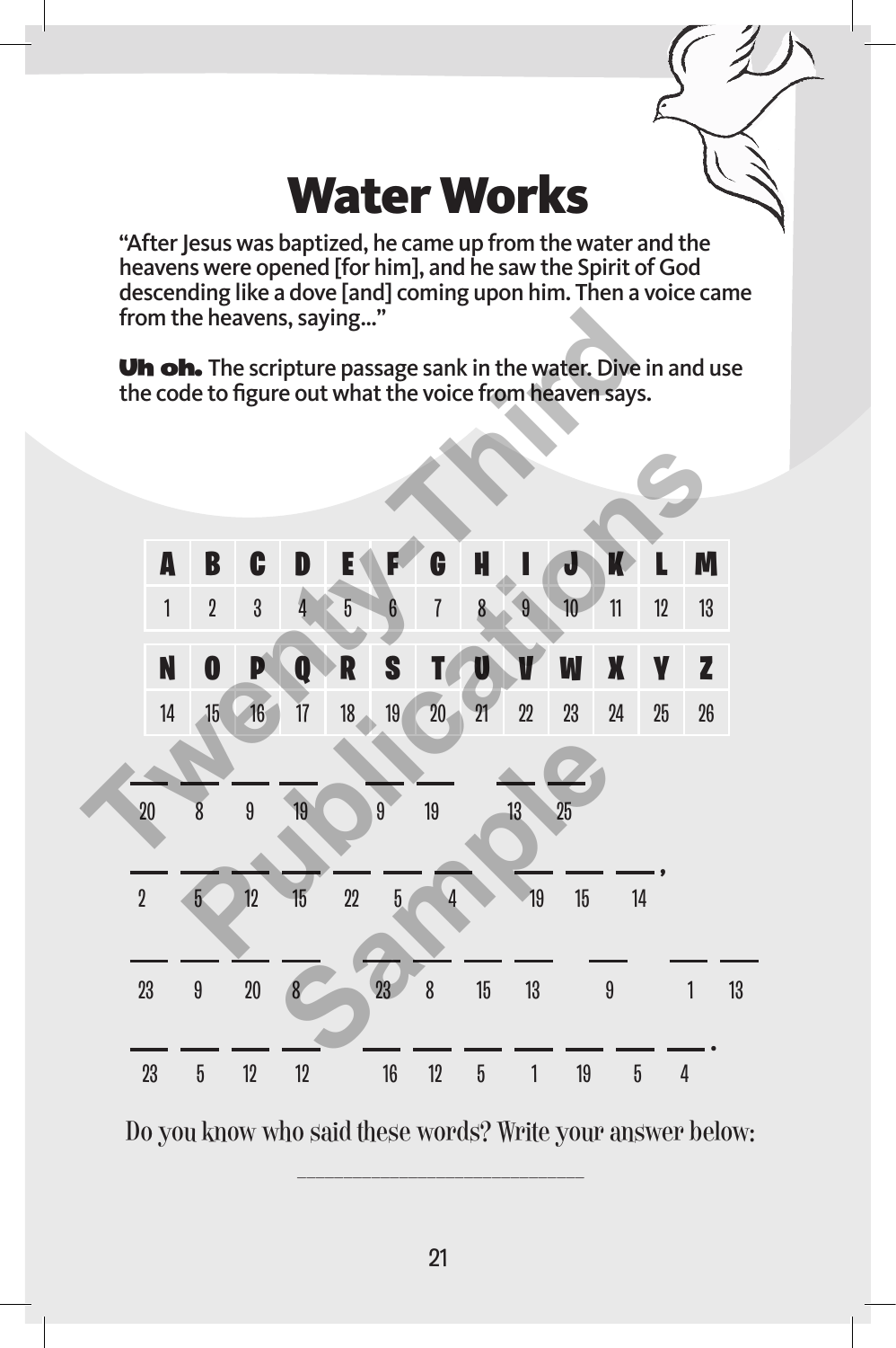# Water Works

"After Jesus was baptized, he came up from the water and the heavens were opened [for him], and he saw the Spirit of God descending like a dove [and] coming upon him. Then a voice came from the heavens, saying..."

**Uh oh.** The scripture passage sank in the water. Dive in and use the code to figure out what the voice from heaven says.

| A | B | C | D | E | F | G | H | I | J | K | L | M |
|---|---|---|---|---|---|---|---|---|---|---|---|---|
| 1 | 2 | 3 | 4 | 5 | 6 | 7 | 8 | 9 | 10 | 11 | 12 | 13 |

| N | O | P | Q | R | S | T | U | V | W | X | Y | Z |
|---|---|---|---|---|---|---|---|---|---|---|---|---|
| 14 | 15 | 16 | 17 | 18 | 19 | 20 | 21 | 22 | 23 | 24 | 25 | 26 |

___ ___ ___ ___ &nbsp; ___ ___ &nbsp; ___ ___
20 8 9 19 &nbsp; 9 19 &nbsp; 13 25

___ ___ ___ ___ ___ ___ ___ &nbsp; ___ ___ ___ ,
2 5 12 15 22 5 4 &nbsp; 19 15 14

___ ___ ___ ___ &nbsp; ___ ___ ___ ___ &nbsp; ___ &nbsp; ___ ___
23 9 20 8 &nbsp; 23 8 15 13 &nbsp; 9 &nbsp; 1 13

___ ___ ___ ___ &nbsp; ___ ___ ___ ___ ___ ___ ___ .
23 5 12 12 &nbsp; 16 12 5 1 19 5 4

Do you know who said these words? Write your answer below:

_______________________________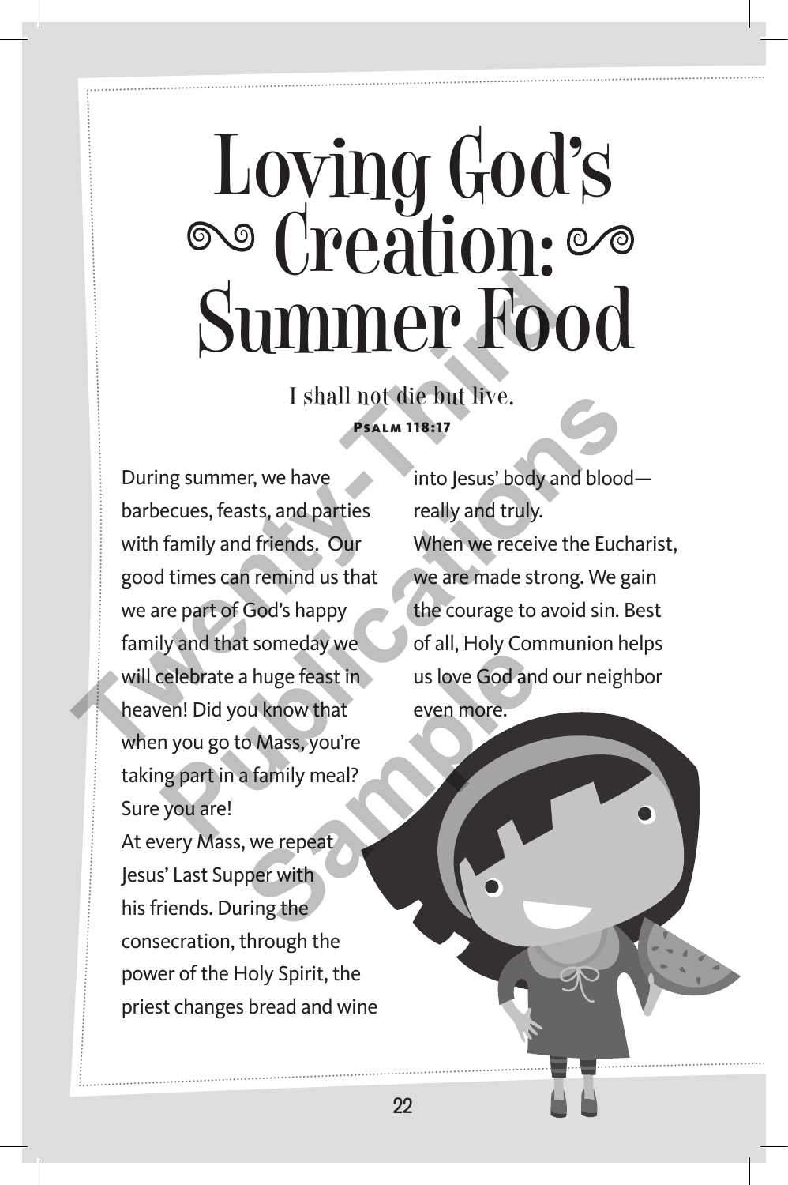# Loving God's Creation: Summer Food

I shall not die but live.

**Psalm 118:17**

During summer, we have barbecues, feasts, and parties with family and friends. Our good times can remind us that we are part of God's happy family and that someday we will celebrate a huge feast in heaven! Did you know that when you go to Mass, you're taking part in a family meal? Sure you are!

At every Mass, we repeat Jesus' Last Supper with his friends. During the consecration, through the power of the Holy Spirit, the priest changes bread and wine into Jesus' body and blood—really and truly.

When we receive the Eucharist, we are made strong. We gain the courage to avoid sin. Best of all, Holy Communion helps us love God and our neighbor even more.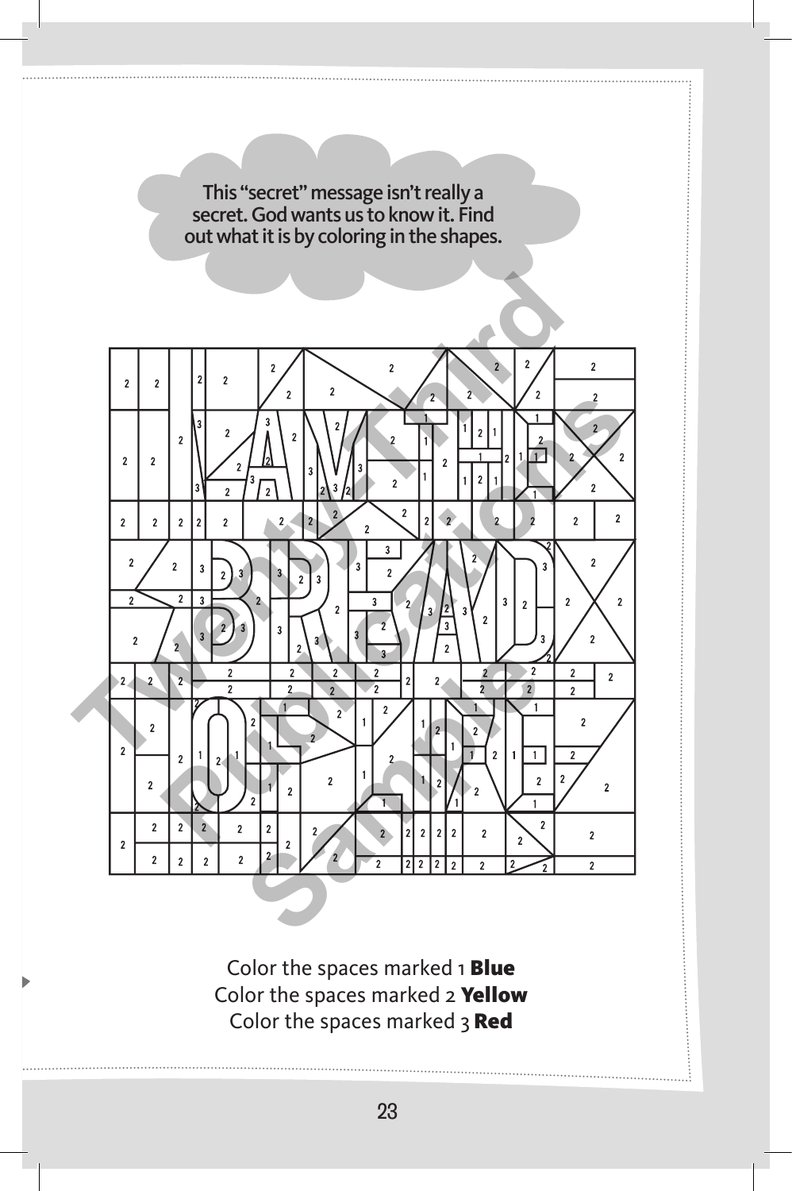This "secret" message isn't really a secret. God wants us to know it. Find out what it is by coloring in the shapes.

Color the spaces marked 1 **Blue**
Color the spaces marked 2 **Yellow**
Color the spaces marked 3 **Red**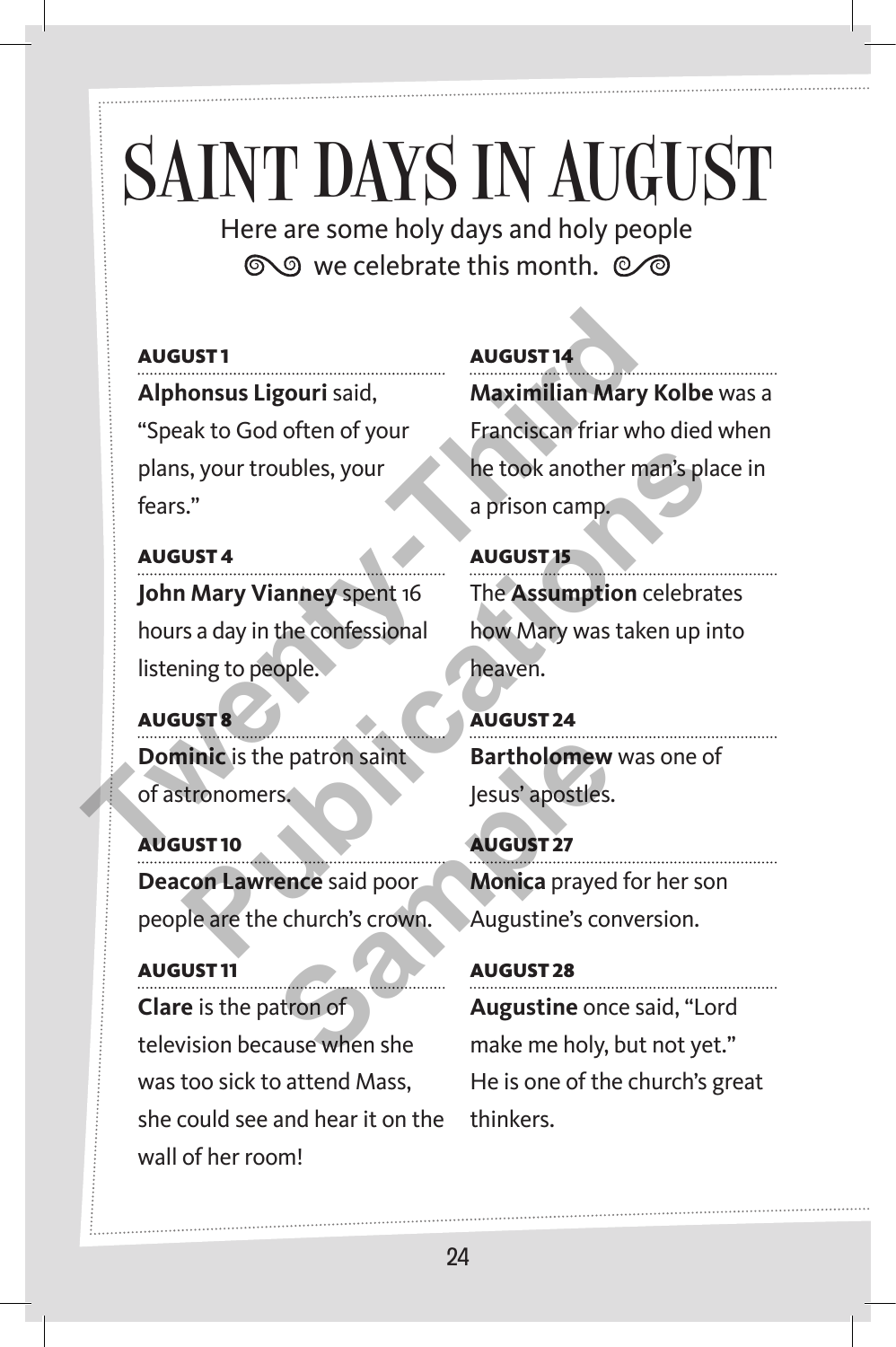# SAINT DAYS IN AUGUST

Here are some holy days and holy people we celebrate this month.

### AUGUST 1

**Alphonsus Ligouri** said, "Speak to God often of your plans, your troubles, your fears."

### AUGUST 4

**John Mary Vianney** spent 16 hours a day in the confessional listening to people.

### AUGUST 8

**Dominic** is the patron saint of astronomers.

### AUGUST 10

**Deacon Lawrence** said poor people are the church's crown.

### AUGUST 11

**Clare** is the patron of television because when she was too sick to attend Mass, she could see and hear it on the wall of her room!

### AUGUST 14

**Maximilian Mary Kolbe** was a Franciscan friar who died when he took another man's place in a prison camp.

### AUGUST 15

The **Assumption** celebrates how Mary was taken up into heaven.

### AUGUST 24

**Bartholomew** was one of Jesus' apostles.

### AUGUST 27

**Monica** prayed for her son Augustine's conversion.

### AUGUST 28

**Augustine** once said, "Lord make me holy, but not yet." He is one of the church's great thinkers.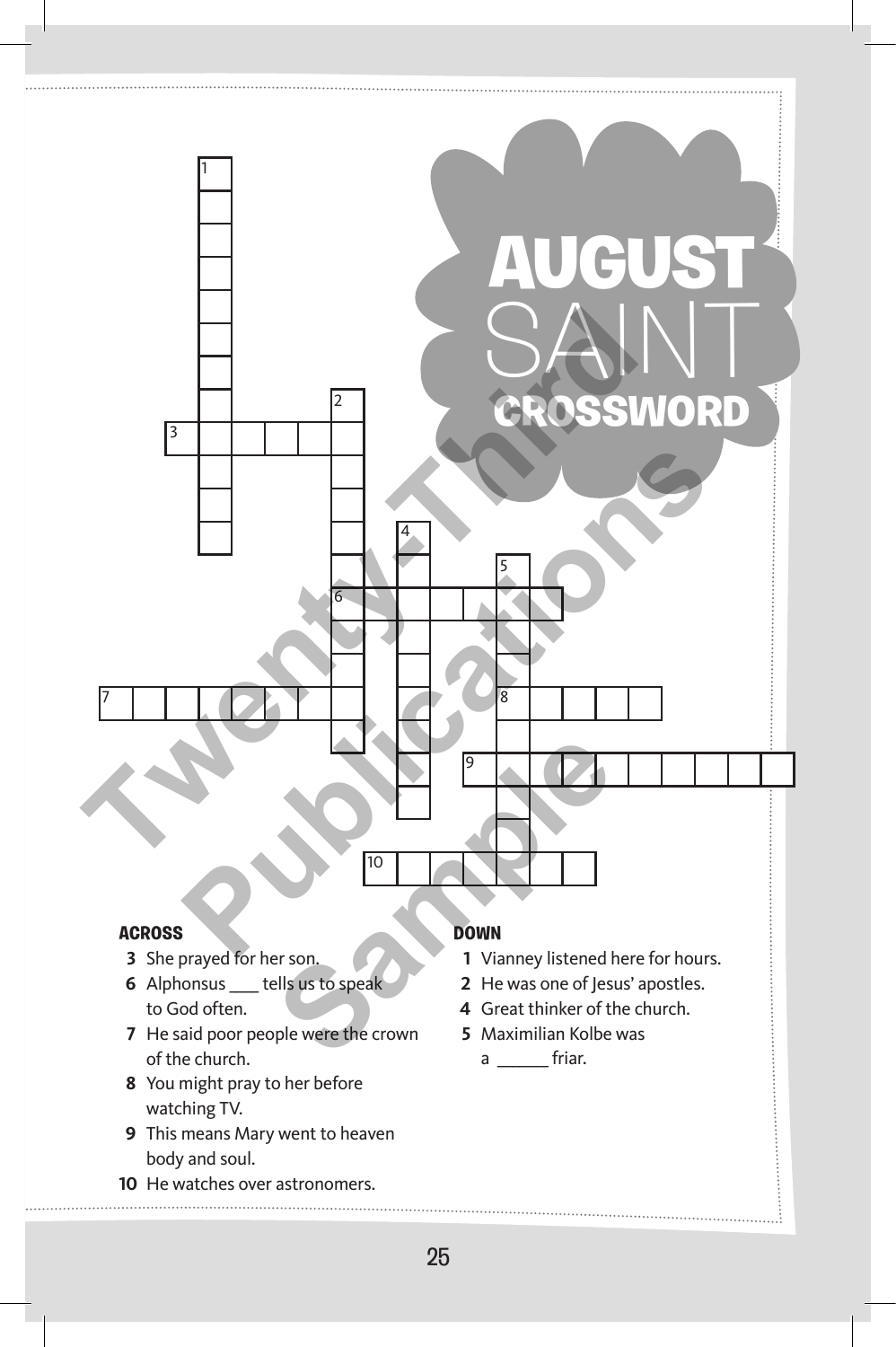# AUGUST SAINT CROSSWORD

**ACROSS**

**3** She prayed for her son.

**6** Alphonsus ___ tells us to speak to God often.

**7** He said poor people were the crown of the church.

**8** You might pray to her before watching TV.

**9** This means Mary went to heaven body and soul.

**10** He watches over astronomers.

**DOWN**

**1** Vianney listened here for hours.

**2** He was one of Jesus' apostles.

**4** Great thinker of the church.

**5** Maximilian Kolbe was a ______ friar.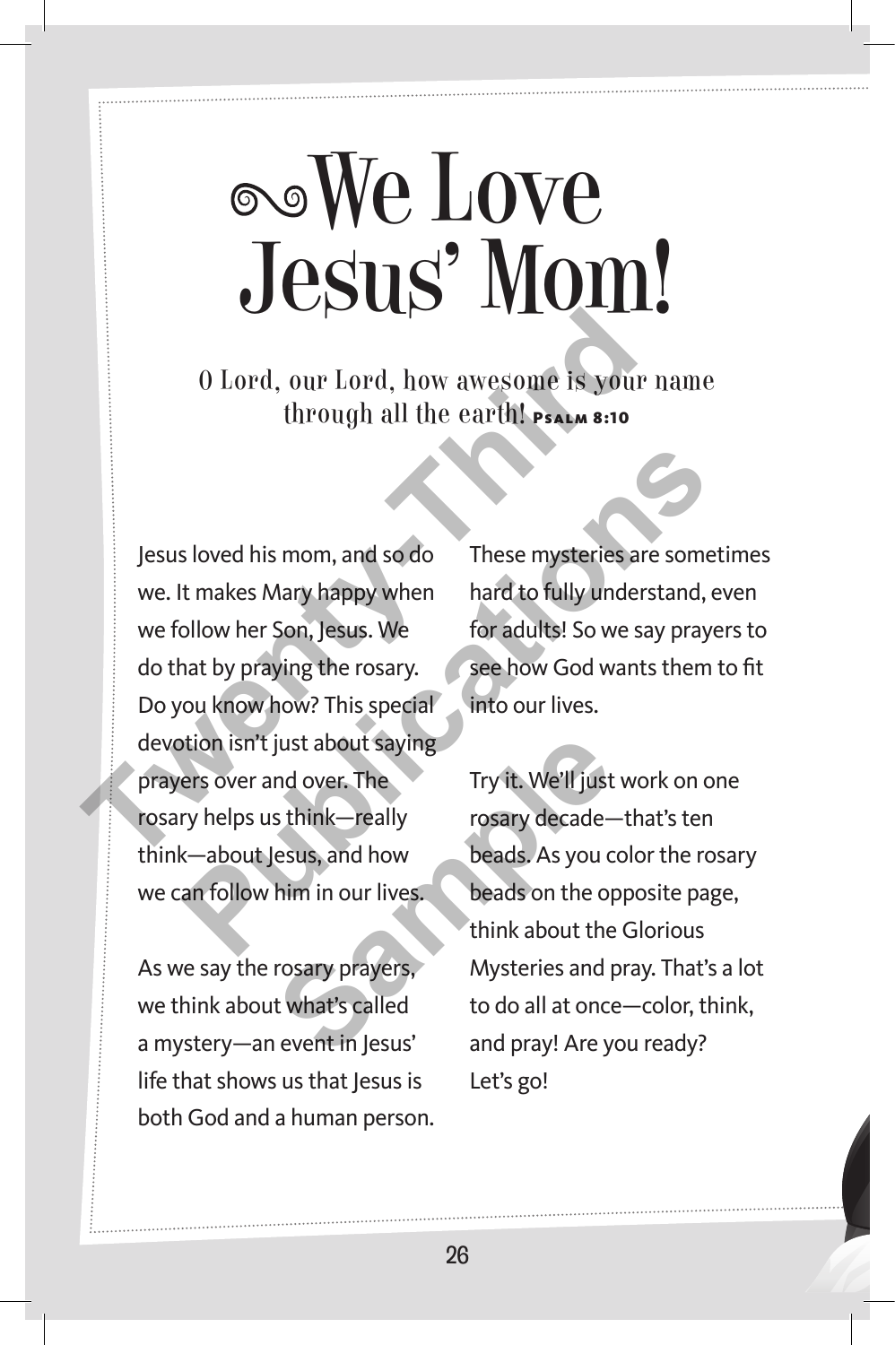# We Love Jesus' Mom!

O Lord, our Lord, how awesome is your name through all the earth! **Psalm 8:10**

Jesus loved his mom, and so do we. It makes Mary happy when we follow her Son, Jesus. We do that by praying the rosary. Do you know how? This special devotion isn't just about saying prayers over and over. The rosary helps us think—really think—about Jesus, and how we can follow him in our lives.

As we say the rosary prayers, we think about what's called a mystery—an event in Jesus' life that shows us that Jesus is both God and a human person.

These mysteries are sometimes hard to fully understand, even for adults! So we say prayers to see how God wants them to fit into our lives.

Try it. We'll just work on one rosary decade—that's ten beads. As you color the rosary beads on the opposite page, think about the Glorious Mysteries and pray. That's a lot to do all at once—color, think, and pray! Are you ready? Let's go!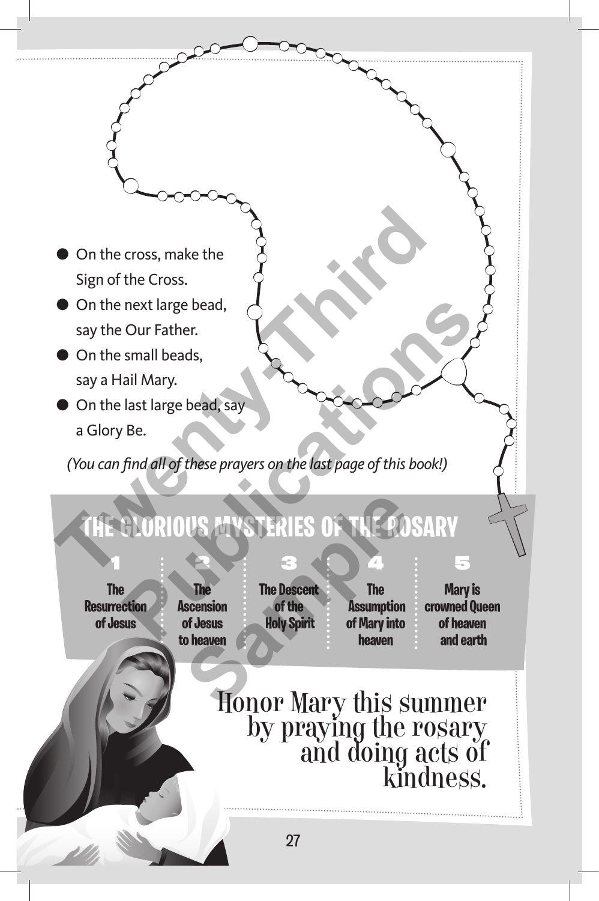- On the cross, make the Sign of the Cross.
- On the next large bead, say the Our Father.
- On the small beads, say a Hail Mary.
- On the last large bead, say a Glory Be.

*(You can find all of these prayers on the last page of this book!)*

## THE GLORIOUS MYSTERIES OF THE ROSARY

| 1 | 2 | 3 | 4 | 5 |
|---|---|---|---|---|
| **The Resurrection of Jesus** | **The Ascension of Jesus to heaven** | **The Descent of the Holy Spirit** | **The Assumption of Mary into heaven** | **Mary is crowned Queen of heaven and earth** |

Honor Mary this summer by praying the rosary and doing acts of kindness.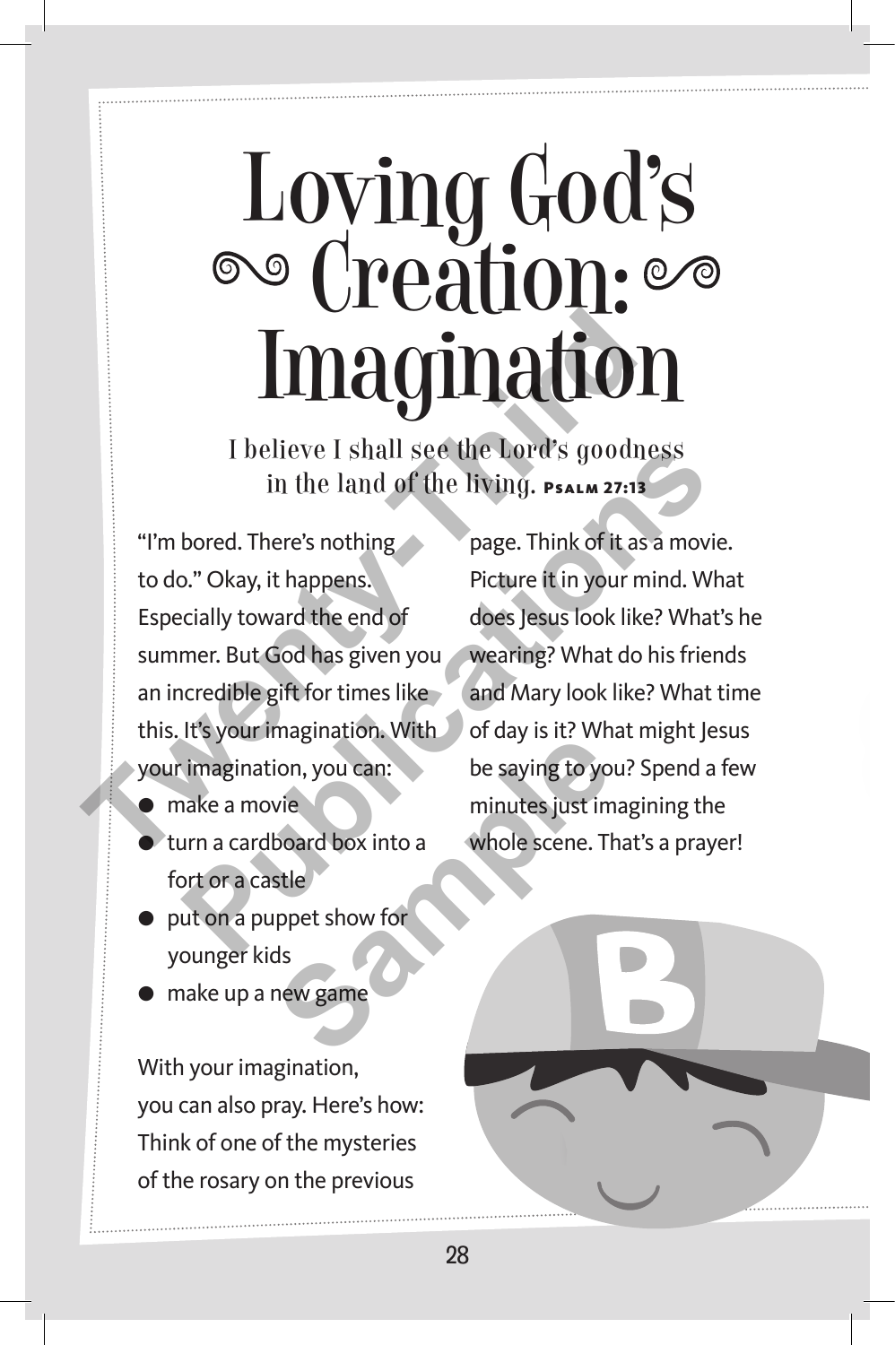# Loving God's Creation: Imagination

I believe I shall see the Lord's goodness in the land of the living. **Psalm 27:13**

"I'm bored. There's nothing to do." Okay, it happens. Especially toward the end of summer. But God has given you an incredible gift for times like this. It's your imagination. With your imagination, you can:

- make a movie
- turn a cardboard box into a fort or a castle
- put on a puppet show for younger kids
- make up a new game

With your imagination, you can also pray. Here's how: Think of one of the mysteries of the rosary on the previous page. Think of it as a movie. Picture it in your mind. What does Jesus look like? What's he wearing? What do his friends and Mary look like? What time of day is it? What might Jesus be saying to you? Spend a few minutes just imagining the whole scene. That's a prayer!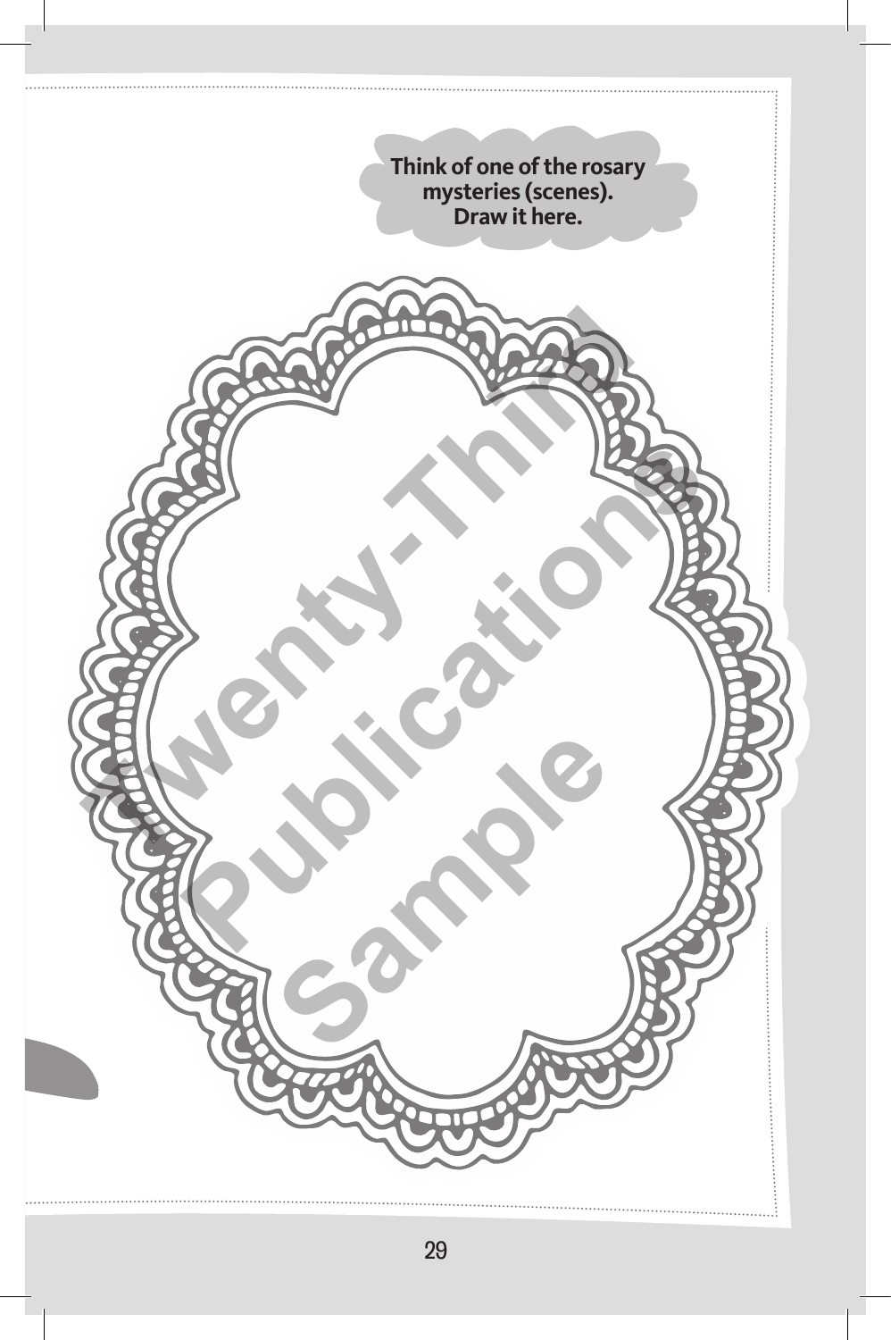Think of one of the rosary mysteries (scenes).
Draw it here.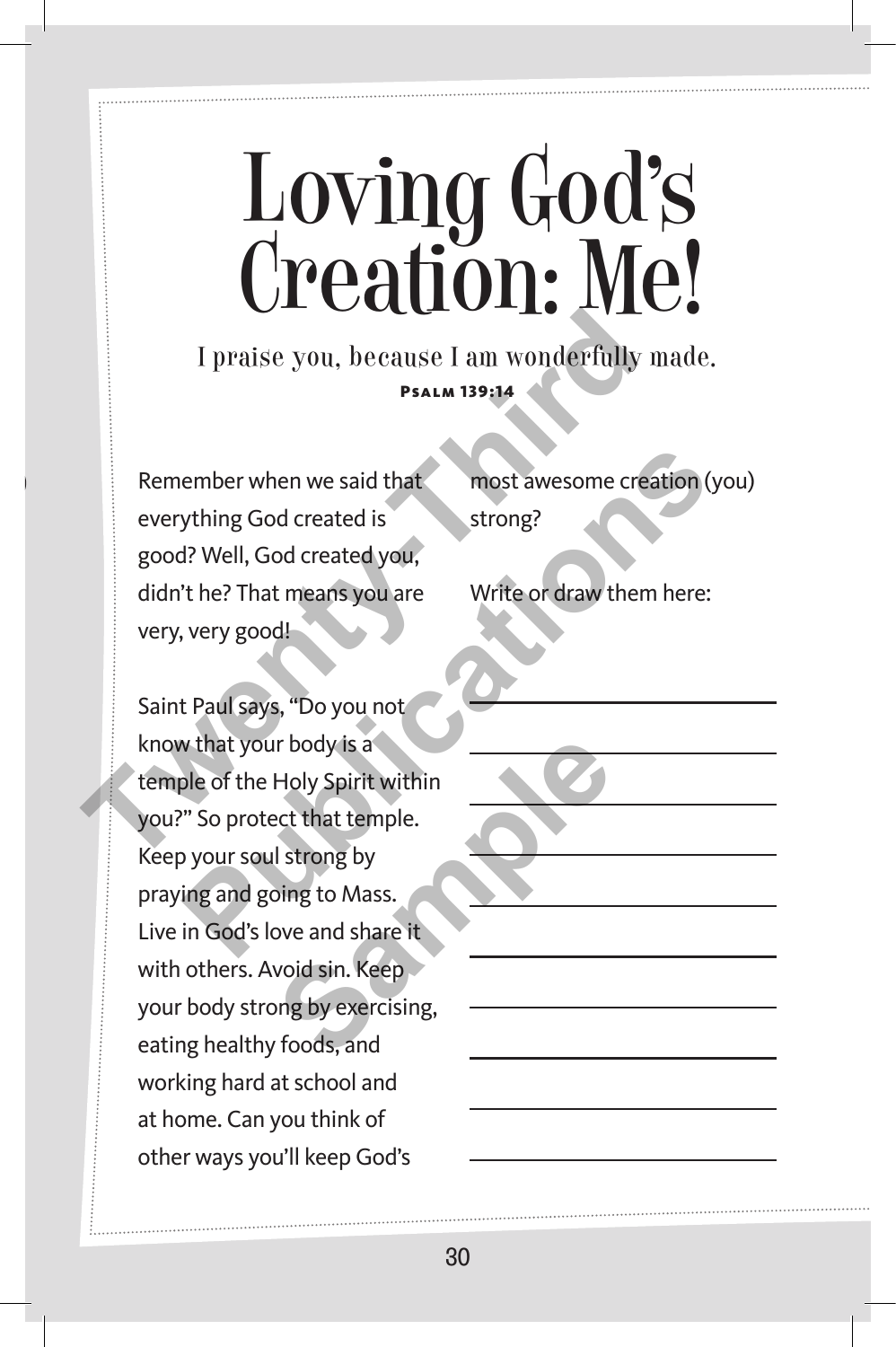# Loving God's Creation: Me!

I praise you, because I am wonderfully made.

**Psalm 139:14**

Remember when we said that everything God created is good? Well, God created you, didn't he? That means you are very, very good!

Saint Paul says, "Do you not know that your body is a temple of the Holy Spirit within you?" So protect that temple. Keep your soul strong by praying and going to Mass. Live in God's love and share it with others. Avoid sin. Keep your body strong by exercising, eating healthy foods, and working hard at school and at home. Can you think of other ways you'll keep God's most awesome creation (you) strong?

Write or draw them here:

\_\_\_\_\_\_\_\_\_\_\_\_\_\_\_\_\_\_\_\_\_\_\_\_\_\_\_\_\_\_

\_\_\_\_\_\_\_\_\_\_\_\_\_\_\_\_\_\_\_\_\_\_\_\_\_\_\_\_\_\_

\_\_\_\_\_\_\_\_\_\_\_\_\_\_\_\_\_\_\_\_\_\_\_\_\_\_\_\_\_\_

\_\_\_\_\_\_\_\_\_\_\_\_\_\_\_\_\_\_\_\_\_\_\_\_\_\_\_\_\_\_

\_\_\_\_\_\_\_\_\_\_\_\_\_\_\_\_\_\_\_\_\_\_\_\_\_\_\_\_\_\_

\_\_\_\_\_\_\_\_\_\_\_\_\_\_\_\_\_\_\_\_\_\_\_\_\_\_\_\_\_\_

\_\_\_\_\_\_\_\_\_\_\_\_\_\_\_\_\_\_\_\_\_\_\_\_\_\_\_\_\_\_

\_\_\_\_\_\_\_\_\_\_\_\_\_\_\_\_\_\_\_\_\_\_\_\_\_\_\_\_\_\_

\_\_\_\_\_\_\_\_\_\_\_\_\_\_\_\_\_\_\_\_\_\_\_\_\_\_\_\_\_\_

\_\_\_\_\_\_\_\_\_\_\_\_\_\_\_\_\_\_\_\_\_\_\_\_\_\_\_\_\_\_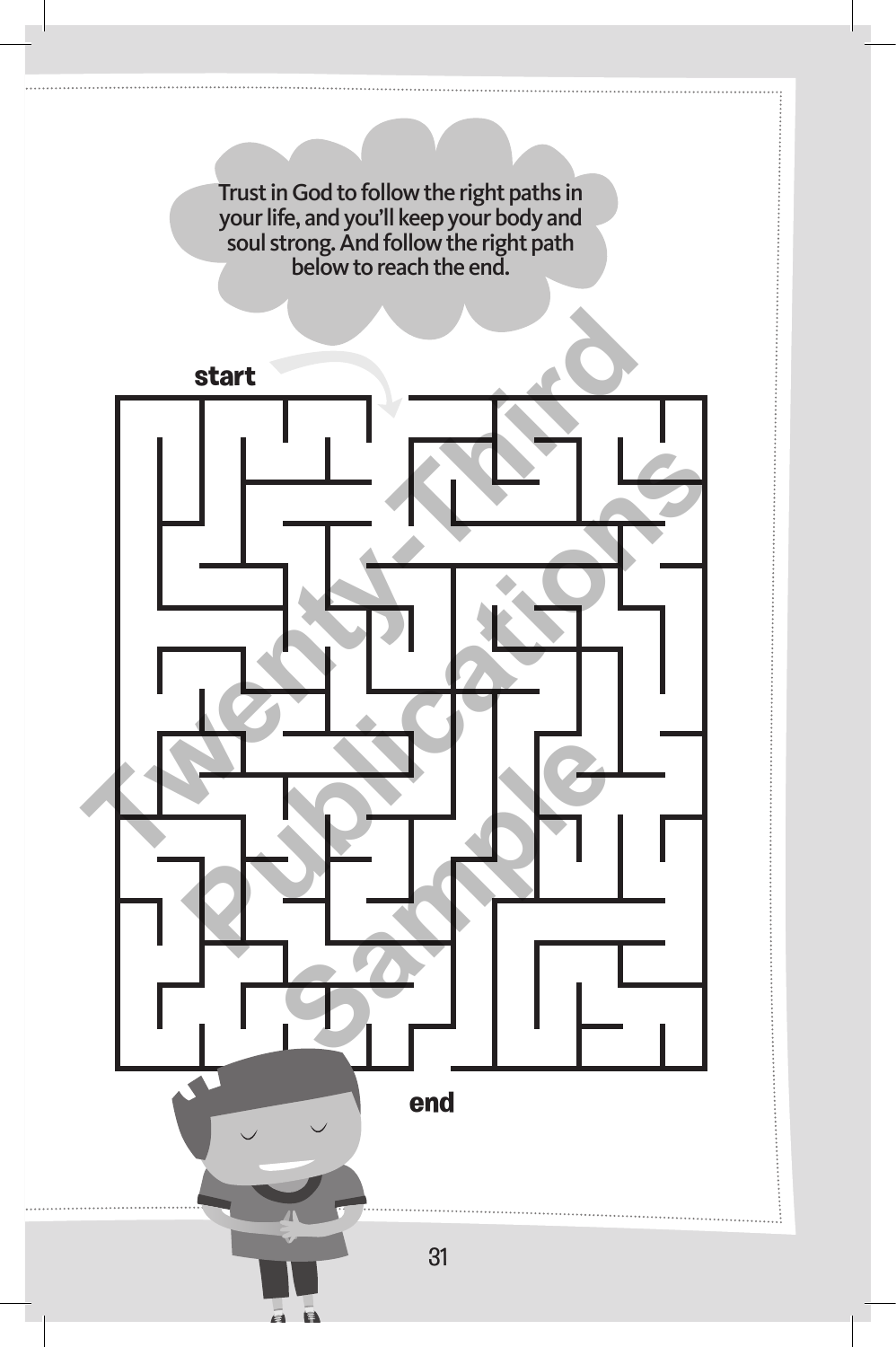Trust in God to follow the right paths in your life, and you'll keep your body and soul strong. And follow the right path below to reach the end.

start

end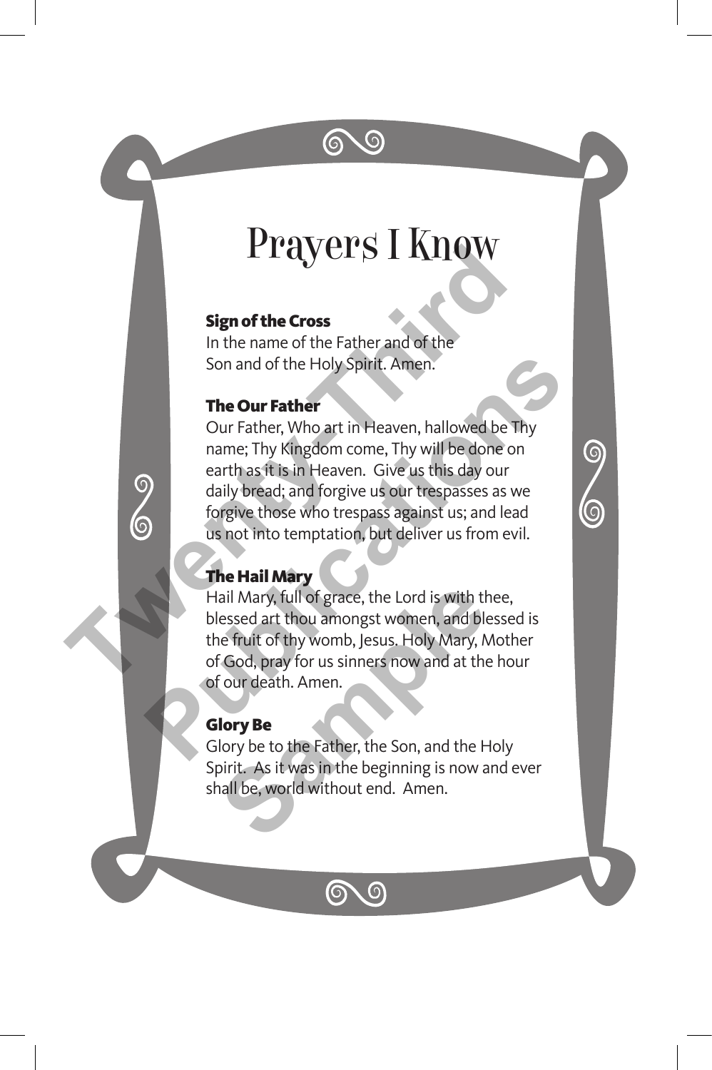# Prayers I Know

**Sign of the Cross**

In the name of the Father and of the Son and of the Holy Spirit. Amen.

**The Our Father**

Our Father, Who art in Heaven, hallowed be Thy name; Thy Kingdom come, Thy will be done on earth as it is in Heaven. Give us this day our daily bread; and forgive us our trespasses as we forgive those who trespass against us; and lead us not into temptation, but deliver us from evil.

**The Hail Mary**

Hail Mary, full of grace, the Lord is with thee, blessed art thou amongst women, and blessed is the fruit of thy womb, Jesus. Holy Mary, Mother of God, pray for us sinners now and at the hour of our death. Amen.

**Glory Be**

Glory be to the Father, the Son, and the Holy Spirit. As it was in the beginning is now and ever shall be, world without end. Amen.